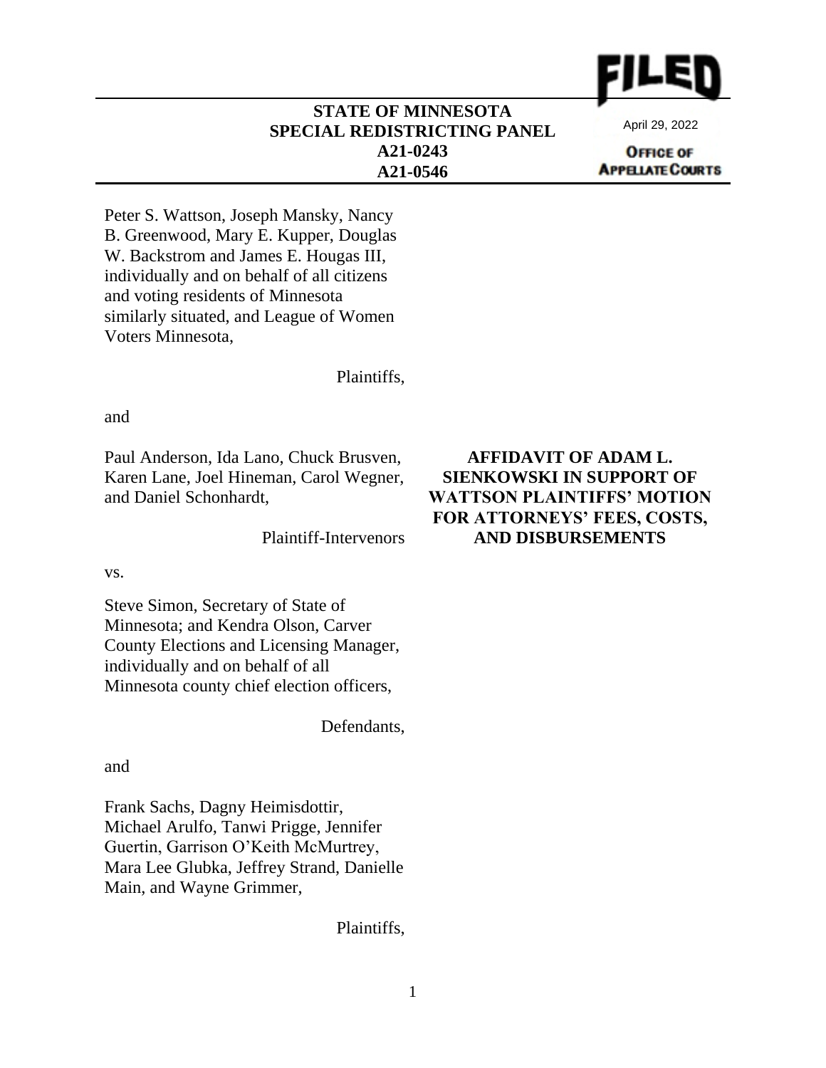FILED

April 29, 2022

OFFICE OF APPELLATE COURTS

**STATE OF MINNESOTA**
**SPECIAL REDISTRICTING PANEL**
**A21-0243**
**A21-0546**

Peter S. Wattson, Joseph Mansky, Nancy B. Greenwood, Mary E. Kupper, Douglas W. Backstrom and James E. Hougas III, individually and on behalf of all citizens and voting residents of Minnesota similarly situated, and League of Women Voters Minnesota,

Plaintiffs,

and

Paul Anderson, Ida Lano, Chuck Brusven, Karen Lane, Joel Hineman, Carol Wegner, and Daniel Schonhardt,

Plaintiff-Intervenors

vs.

Steve Simon, Secretary of State of Minnesota; and Kendra Olson, Carver County Elections and Licensing Manager, individually and on behalf of all Minnesota county chief election officers,

Defendants,

and

Frank Sachs, Dagny Heimisdottir, Michael Arulfo, Tanwi Prigge, Jennifer Guertin, Garrison O'Keith McMurtrey, Mara Lee Glubka, Jeffrey Strand, Danielle Main, and Wayne Grimmer,

Plaintiffs,

**AFFIDAVIT OF ADAM L. SIENKOWSKI IN SUPPORT OF WATTSON PLAINTIFFS' MOTION FOR ATTORNEYS' FEES, COSTS, AND DISBURSEMENTS**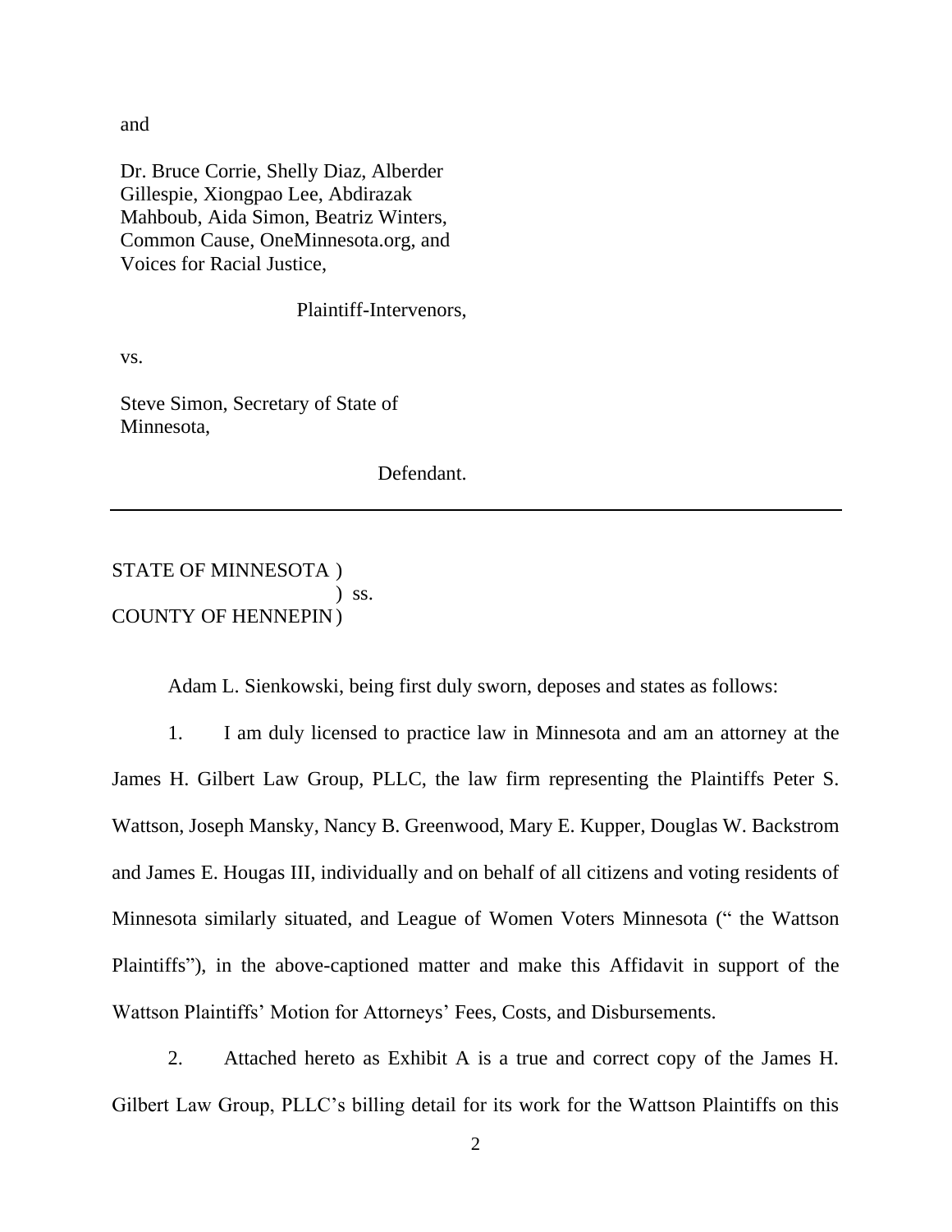and

Dr. Bruce Corrie, Shelly Diaz, Alberder Gillespie, Xiongpao Lee, Abdirazak Mahboub, Aida Simon, Beatriz Winters, Common Cause, OneMinnesota.org, and Voices for Racial Justice,

Plaintiff-Intervenors,

vs.

Steve Simon, Secretary of State of Minnesota,

Defendant.

---

STATE OF MINNESOTA )
) ss.
COUNTY OF HENNEPIN )

Adam L. Sienkowski, being first duly sworn, deposes and states as follows:

1. I am duly licensed to practice law in Minnesota and am an attorney at the James H. Gilbert Law Group, PLLC, the law firm representing the Plaintiffs Peter S. Wattson, Joseph Mansky, Nancy B. Greenwood, Mary E. Kupper, Douglas W. Backstrom and James E. Hougas III, individually and on behalf of all citizens and voting residents of Minnesota similarly situated, and League of Women Voters Minnesota (" the Wattson Plaintiffs"), in the above-captioned matter and make this Affidavit in support of the Wattson Plaintiffs' Motion for Attorneys' Fees, Costs, and Disbursements.

2. Attached hereto as Exhibit A is a true and correct copy of the James H. Gilbert Law Group, PLLC's billing detail for its work for the Wattson Plaintiffs on this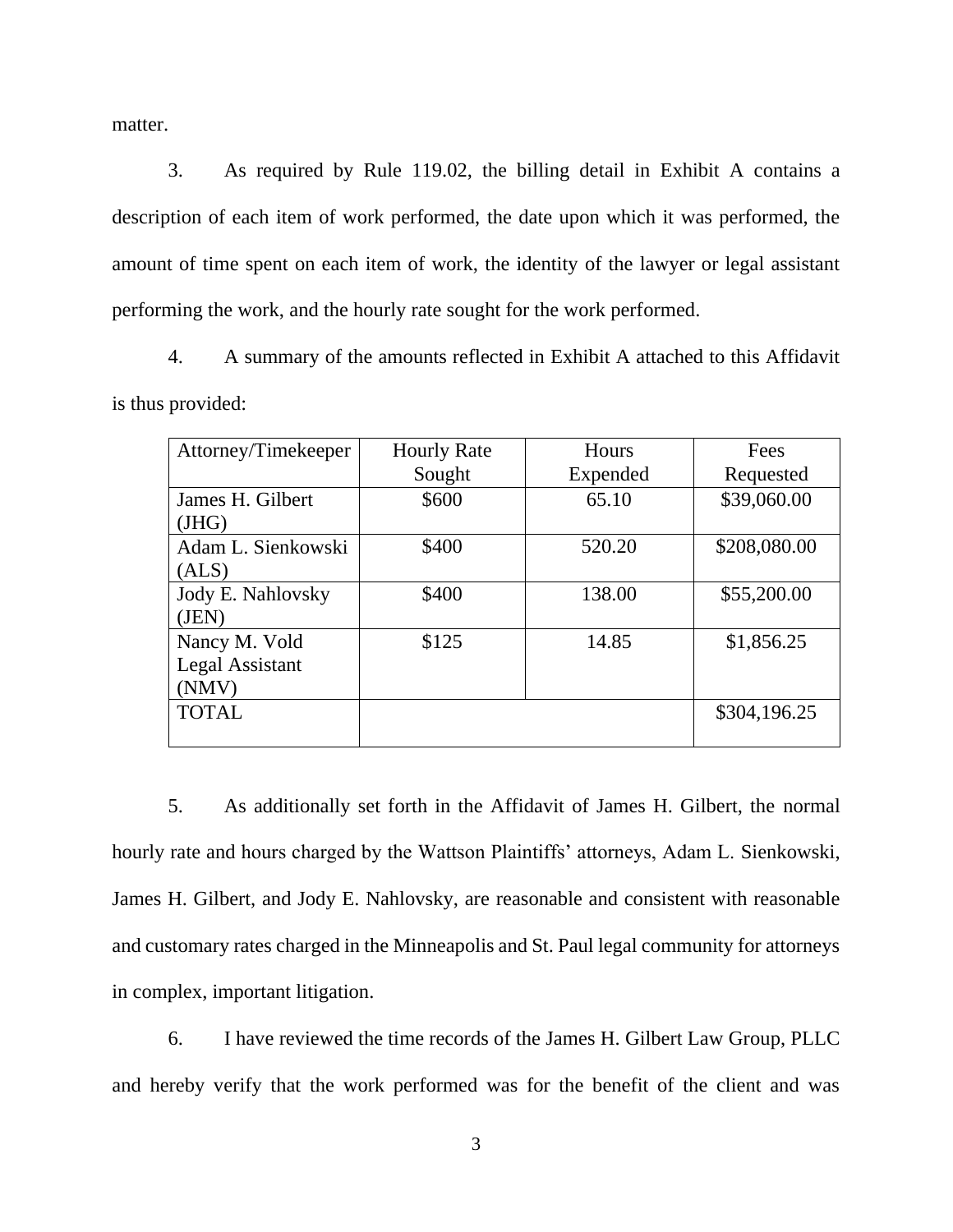matter.

3. As required by Rule 119.02, the billing detail in Exhibit A contains a description of each item of work performed, the date upon which it was performed, the amount of time spent on each item of work, the identity of the lawyer or legal assistant performing the work, and the hourly rate sought for the work performed.

4. A summary of the amounts reflected in Exhibit A attached to this Affidavit is thus provided:

| Attorney/Timekeeper | Hourly Rate Sought | Hours Expended | Fees Requested |
|---|---|---|---|
| James H. Gilbert (JHG) | $600 | 65.10 | $39,060.00 |
| Adam L. Sienkowski (ALS) | $400 | 520.20 | $208,080.00 |
| Jody E. Nahlovsky (JEN) | $400 | 138.00 | $55,200.00 |
| Nancy M. Vold Legal Assistant (NMV) | $125 | 14.85 | $1,856.25 |
| TOTAL | | | $304,196.25 |

5. As additionally set forth in the Affidavit of James H. Gilbert, the normal hourly rate and hours charged by the Wattson Plaintiffs' attorneys, Adam L. Sienkowski, James H. Gilbert, and Jody E. Nahlovsky, are reasonable and consistent with reasonable and customary rates charged in the Minneapolis and St. Paul legal community for attorneys in complex, important litigation.

6. I have reviewed the time records of the James H. Gilbert Law Group, PLLC and hereby verify that the work performed was for the benefit of the client and was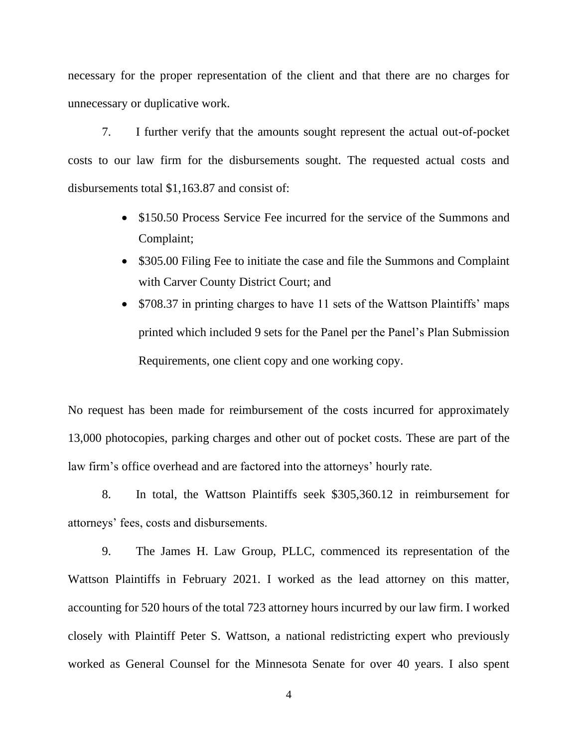necessary for the proper representation of the client and that there are no charges for unnecessary or duplicative work.

7. I further verify that the amounts sought represent the actual out-of-pocket costs to our law firm for the disbursements sought. The requested actual costs and disbursements total $1,163.87 and consist of:

- $150.50 Process Service Fee incurred for the service of the Summons and Complaint;
- $305.00 Filing Fee to initiate the case and file the Summons and Complaint with Carver County District Court; and
- $708.37 in printing charges to have 11 sets of the Wattson Plaintiffs' maps printed which included 9 sets for the Panel per the Panel's Plan Submission Requirements, one client copy and one working copy.

No request has been made for reimbursement of the costs incurred for approximately 13,000 photocopies, parking charges and other out of pocket costs. These are part of the law firm's office overhead and are factored into the attorneys' hourly rate.

8. In total, the Wattson Plaintiffs seek $305,360.12 in reimbursement for attorneys' fees, costs and disbursements.

9. The James H. Law Group, PLLC, commenced its representation of the Wattson Plaintiffs in February 2021. I worked as the lead attorney on this matter, accounting for 520 hours of the total 723 attorney hours incurred by our law firm. I worked closely with Plaintiff Peter S. Wattson, a national redistricting expert who previously worked as General Counsel for the Minnesota Senate for over 40 years. I also spent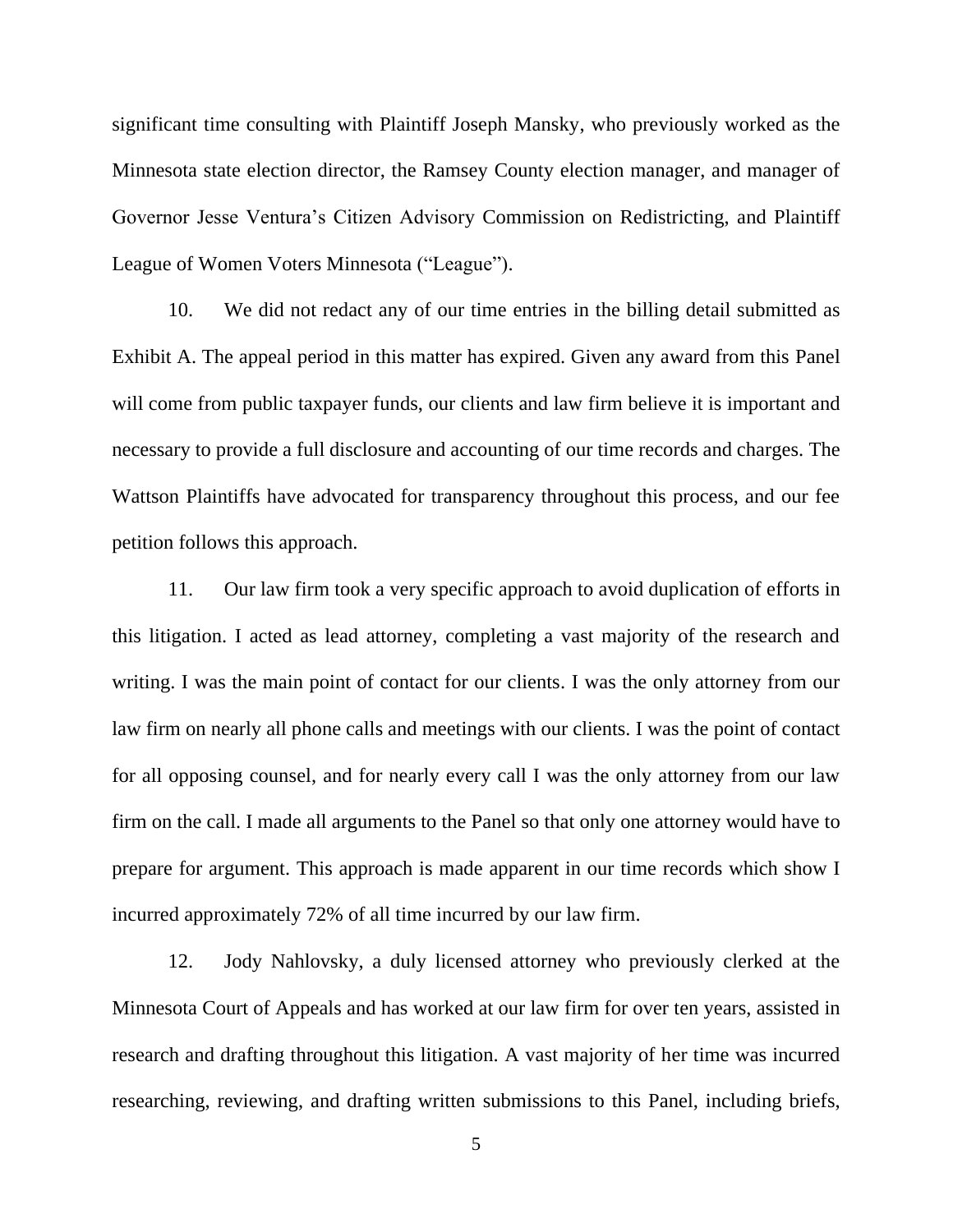significant time consulting with Plaintiff Joseph Mansky, who previously worked as the Minnesota state election director, the Ramsey County election manager, and manager of Governor Jesse Ventura's Citizen Advisory Commission on Redistricting, and Plaintiff League of Women Voters Minnesota ("League").

10. We did not redact any of our time entries in the billing detail submitted as Exhibit A. The appeal period in this matter has expired. Given any award from this Panel will come from public taxpayer funds, our clients and law firm believe it is important and necessary to provide a full disclosure and accounting of our time records and charges. The Wattson Plaintiffs have advocated for transparency throughout this process, and our fee petition follows this approach.

11. Our law firm took a very specific approach to avoid duplication of efforts in this litigation. I acted as lead attorney, completing a vast majority of the research and writing. I was the main point of contact for our clients. I was the only attorney from our law firm on nearly all phone calls and meetings with our clients. I was the point of contact for all opposing counsel, and for nearly every call I was the only attorney from our law firm on the call. I made all arguments to the Panel so that only one attorney would have to prepare for argument. This approach is made apparent in our time records which show I incurred approximately 72% of all time incurred by our law firm.

12. Jody Nahlovsky, a duly licensed attorney who previously clerked at the Minnesota Court of Appeals and has worked at our law firm for over ten years, assisted in research and drafting throughout this litigation. A vast majority of her time was incurred researching, reviewing, and drafting written submissions to this Panel, including briefs,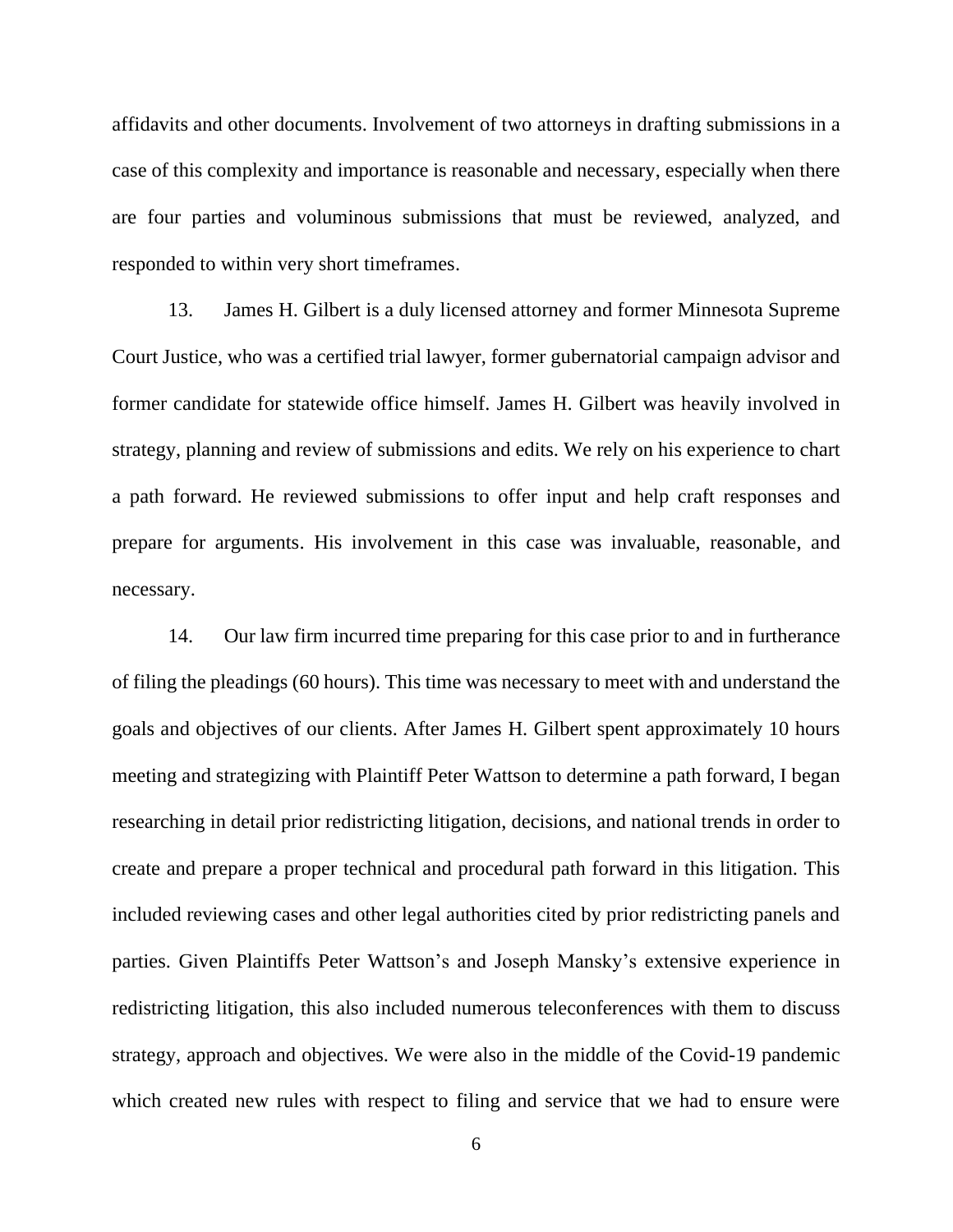affidavits and other documents. Involvement of two attorneys in drafting submissions in a case of this complexity and importance is reasonable and necessary, especially when there are four parties and voluminous submissions that must be reviewed, analyzed, and responded to within very short timeframes.

13. James H. Gilbert is a duly licensed attorney and former Minnesota Supreme Court Justice, who was a certified trial lawyer, former gubernatorial campaign advisor and former candidate for statewide office himself. James H. Gilbert was heavily involved in strategy, planning and review of submissions and edits. We rely on his experience to chart a path forward. He reviewed submissions to offer input and help craft responses and prepare for arguments. His involvement in this case was invaluable, reasonable, and necessary.

14. Our law firm incurred time preparing for this case prior to and in furtherance of filing the pleadings (60 hours). This time was necessary to meet with and understand the goals and objectives of our clients. After James H. Gilbert spent approximately 10 hours meeting and strategizing with Plaintiff Peter Wattson to determine a path forward, I began researching in detail prior redistricting litigation, decisions, and national trends in order to create and prepare a proper technical and procedural path forward in this litigation. This included reviewing cases and other legal authorities cited by prior redistricting panels and parties. Given Plaintiffs Peter Wattson's and Joseph Mansky's extensive experience in redistricting litigation, this also included numerous teleconferences with them to discuss strategy, approach and objectives. We were also in the middle of the Covid-19 pandemic which created new rules with respect to filing and service that we had to ensure were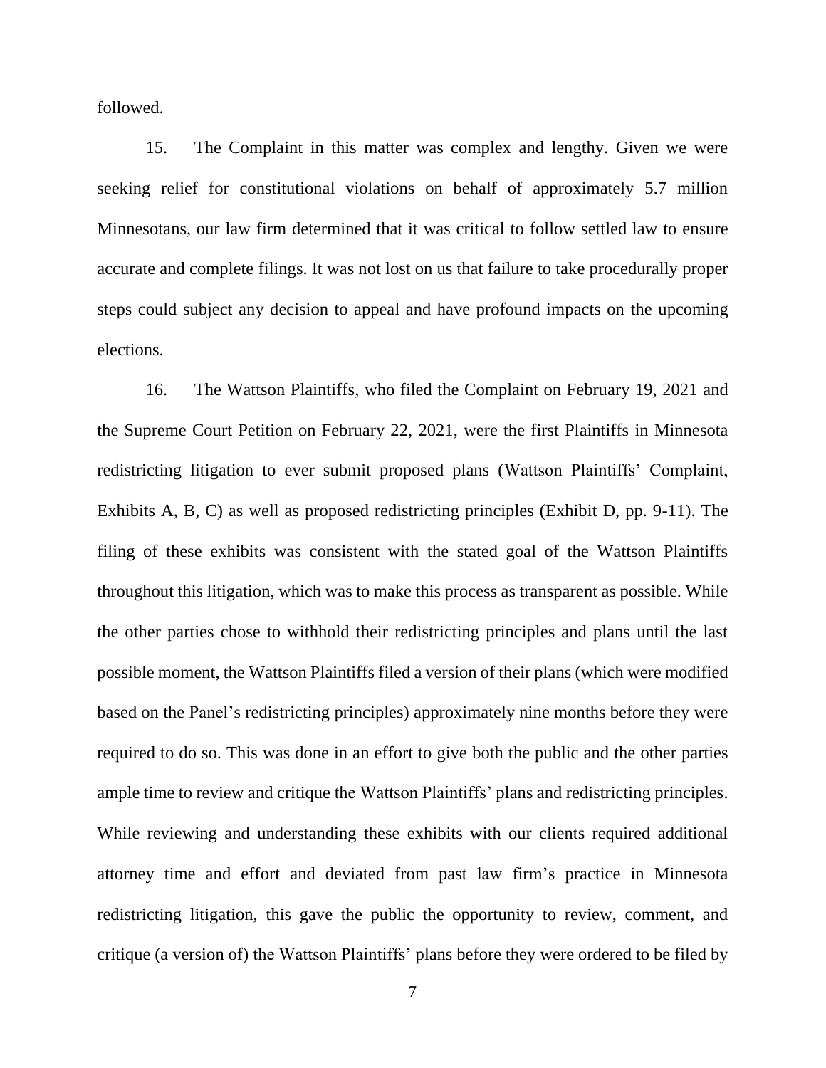followed.

15. The Complaint in this matter was complex and lengthy. Given we were seeking relief for constitutional violations on behalf of approximately 5.7 million Minnesotans, our law firm determined that it was critical to follow settled law to ensure accurate and complete filings. It was not lost on us that failure to take procedurally proper steps could subject any decision to appeal and have profound impacts on the upcoming elections.

16. The Wattson Plaintiffs, who filed the Complaint on February 19, 2021 and the Supreme Court Petition on February 22, 2021, were the first Plaintiffs in Minnesota redistricting litigation to ever submit proposed plans (Wattson Plaintiffs' Complaint, Exhibits A, B, C) as well as proposed redistricting principles (Exhibit D, pp. 9-11). The filing of these exhibits was consistent with the stated goal of the Wattson Plaintiffs throughout this litigation, which was to make this process as transparent as possible. While the other parties chose to withhold their redistricting principles and plans until the last possible moment, the Wattson Plaintiffs filed a version of their plans (which were modified based on the Panel's redistricting principles) approximately nine months before they were required to do so. This was done in an effort to give both the public and the other parties ample time to review and critique the Wattson Plaintiffs' plans and redistricting principles. While reviewing and understanding these exhibits with our clients required additional attorney time and effort and deviated from past law firm's practice in Minnesota redistricting litigation, this gave the public the opportunity to review, comment, and critique (a version of) the Wattson Plaintiffs' plans before they were ordered to be filed by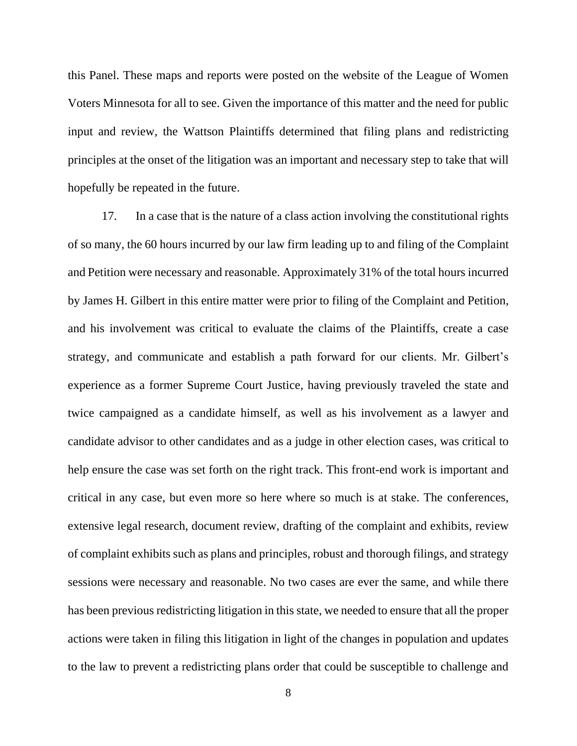this Panel. These maps and reports were posted on the website of the League of Women Voters Minnesota for all to see. Given the importance of this matter and the need for public input and review, the Wattson Plaintiffs determined that filing plans and redistricting principles at the onset of the litigation was an important and necessary step to take that will hopefully be repeated in the future.

17. In a case that is the nature of a class action involving the constitutional rights of so many, the 60 hours incurred by our law firm leading up to and filing of the Complaint and Petition were necessary and reasonable. Approximately 31% of the total hours incurred by James H. Gilbert in this entire matter were prior to filing of the Complaint and Petition, and his involvement was critical to evaluate the claims of the Plaintiffs, create a case strategy, and communicate and establish a path forward for our clients. Mr. Gilbert's experience as a former Supreme Court Justice, having previously traveled the state and twice campaigned as a candidate himself, as well as his involvement as a lawyer and candidate advisor to other candidates and as a judge in other election cases, was critical to help ensure the case was set forth on the right track. This front-end work is important and critical in any case, but even more so here where so much is at stake. The conferences, extensive legal research, document review, drafting of the complaint and exhibits, review of complaint exhibits such as plans and principles, robust and thorough filings, and strategy sessions were necessary and reasonable. No two cases are ever the same, and while there has been previous redistricting litigation in this state, we needed to ensure that all the proper actions were taken in filing this litigation in light of the changes in population and updates to the law to prevent a redistricting plans order that could be susceptible to challenge and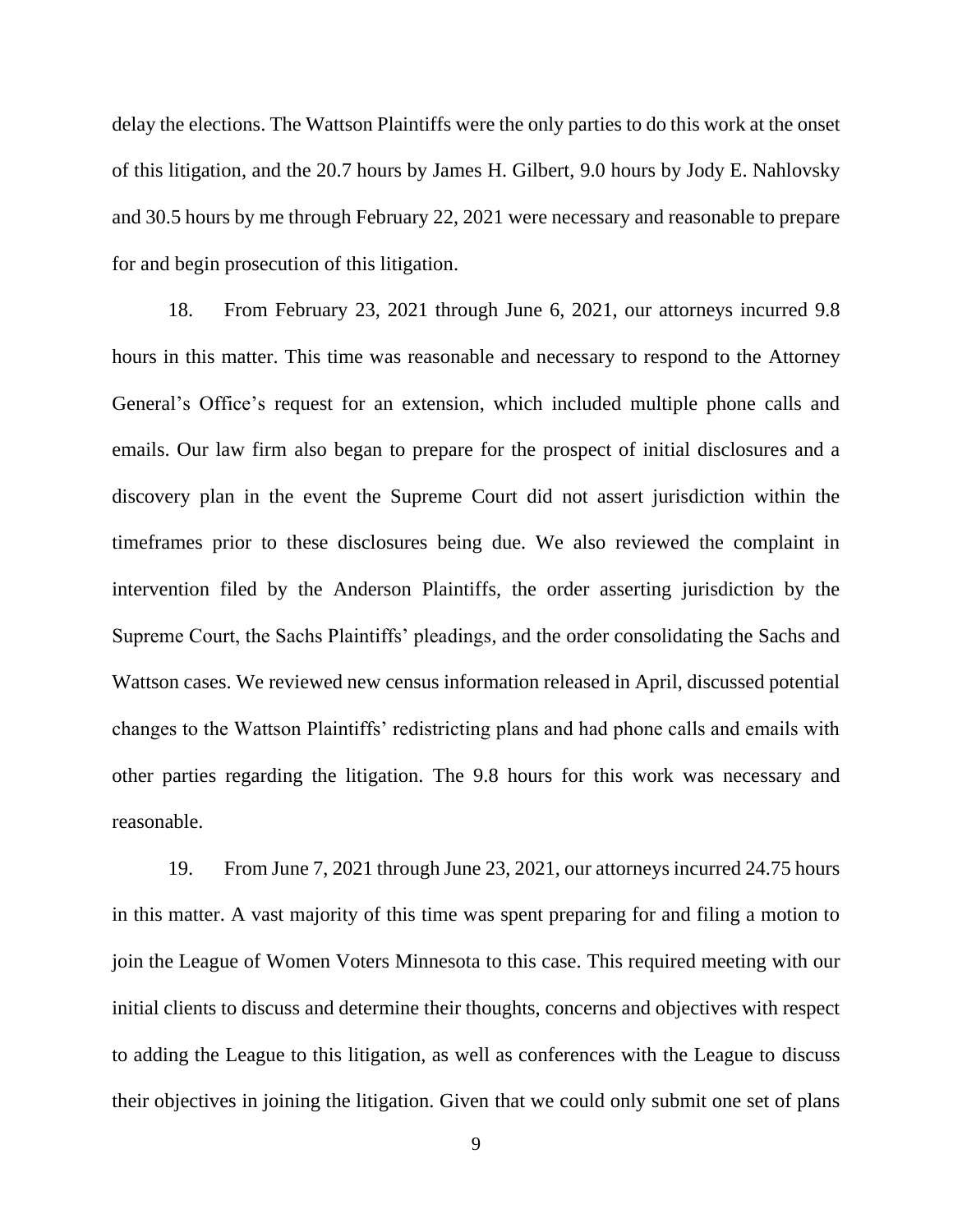delay the elections. The Wattson Plaintiffs were the only parties to do this work at the onset of this litigation, and the 20.7 hours by James H. Gilbert, 9.0 hours by Jody E. Nahlovsky and 30.5 hours by me through February 22, 2021 were necessary and reasonable to prepare for and begin prosecution of this litigation.

18. From February 23, 2021 through June 6, 2021, our attorneys incurred 9.8 hours in this matter. This time was reasonable and necessary to respond to the Attorney General's Office's request for an extension, which included multiple phone calls and emails. Our law firm also began to prepare for the prospect of initial disclosures and a discovery plan in the event the Supreme Court did not assert jurisdiction within the timeframes prior to these disclosures being due. We also reviewed the complaint in intervention filed by the Anderson Plaintiffs, the order asserting jurisdiction by the Supreme Court, the Sachs Plaintiffs' pleadings, and the order consolidating the Sachs and Wattson cases. We reviewed new census information released in April, discussed potential changes to the Wattson Plaintiffs' redistricting plans and had phone calls and emails with other parties regarding the litigation. The 9.8 hours for this work was necessary and reasonable.

19. From June 7, 2021 through June 23, 2021, our attorneys incurred 24.75 hours in this matter. A vast majority of this time was spent preparing for and filing a motion to join the League of Women Voters Minnesota to this case. This required meeting with our initial clients to discuss and determine their thoughts, concerns and objectives with respect to adding the League to this litigation, as well as conferences with the League to discuss their objectives in joining the litigation. Given that we could only submit one set of plans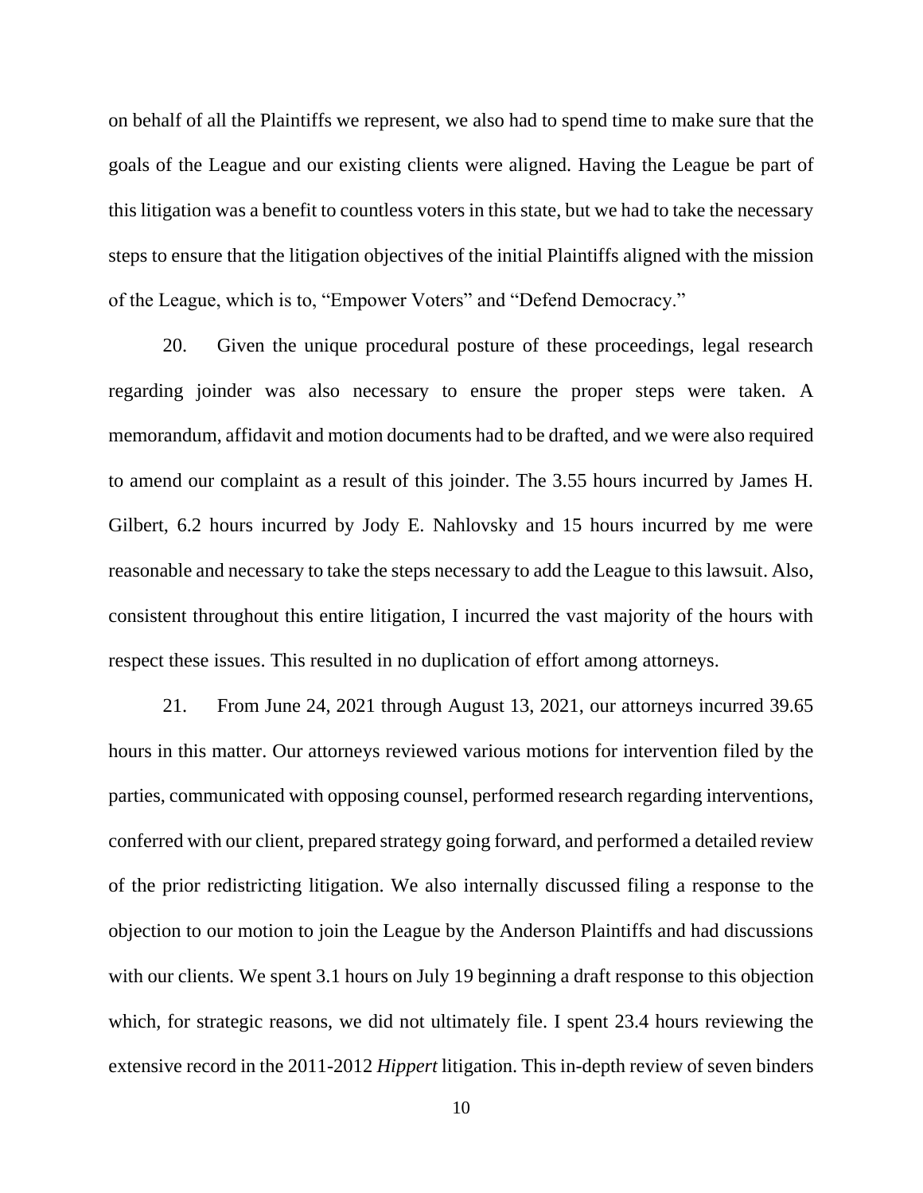on behalf of all the Plaintiffs we represent, we also had to spend time to make sure that the goals of the League and our existing clients were aligned. Having the League be part of this litigation was a benefit to countless voters in this state, but we had to take the necessary steps to ensure that the litigation objectives of the initial Plaintiffs aligned with the mission of the League, which is to, "Empower Voters" and "Defend Democracy."

20. Given the unique procedural posture of these proceedings, legal research regarding joinder was also necessary to ensure the proper steps were taken. A memorandum, affidavit and motion documents had to be drafted, and we were also required to amend our complaint as a result of this joinder. The 3.55 hours incurred by James H. Gilbert, 6.2 hours incurred by Jody E. Nahlovsky and 15 hours incurred by me were reasonable and necessary to take the steps necessary to add the League to this lawsuit. Also, consistent throughout this entire litigation, I incurred the vast majority of the hours with respect these issues. This resulted in no duplication of effort among attorneys.

21. From June 24, 2021 through August 13, 2021, our attorneys incurred 39.65 hours in this matter. Our attorneys reviewed various motions for intervention filed by the parties, communicated with opposing counsel, performed research regarding interventions, conferred with our client, prepared strategy going forward, and performed a detailed review of the prior redistricting litigation. We also internally discussed filing a response to the objection to our motion to join the League by the Anderson Plaintiffs and had discussions with our clients. We spent 3.1 hours on July 19 beginning a draft response to this objection which, for strategic reasons, we did not ultimately file. I spent 23.4 hours reviewing the extensive record in the 2011-2012 *Hippert* litigation. This in-depth review of seven binders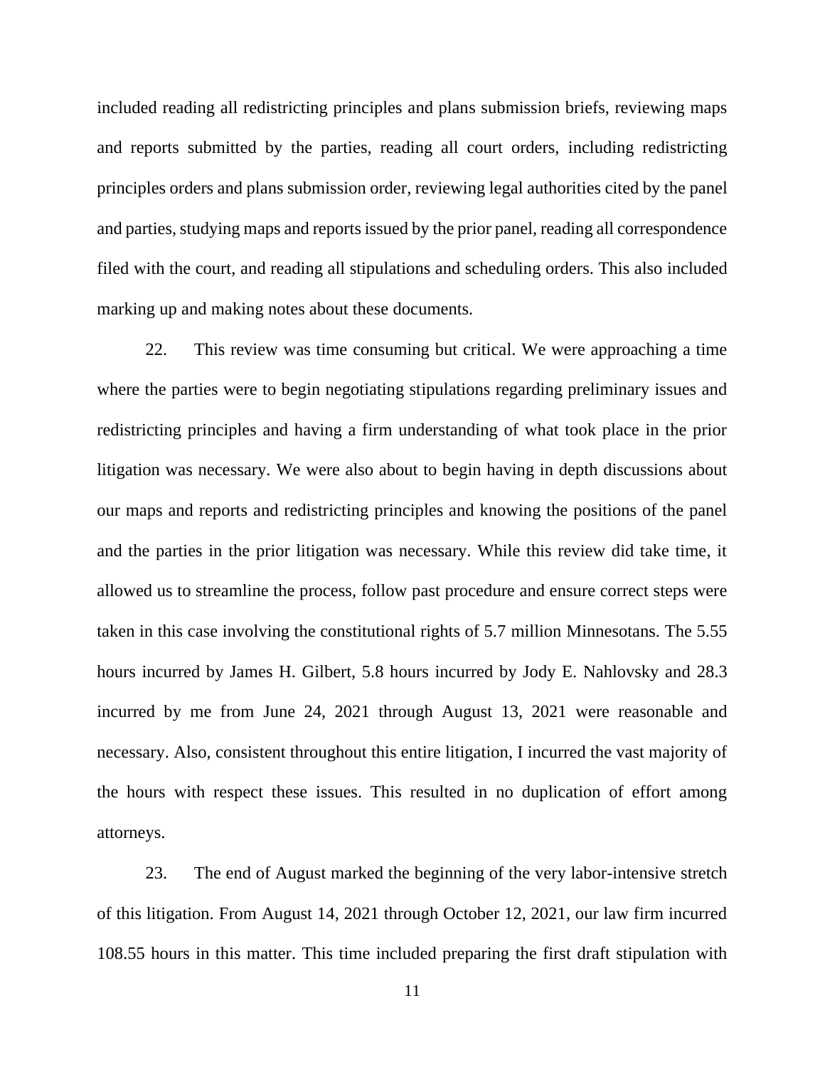included reading all redistricting principles and plans submission briefs, reviewing maps and reports submitted by the parties, reading all court orders, including redistricting principles orders and plans submission order, reviewing legal authorities cited by the panel and parties, studying maps and reports issued by the prior panel, reading all correspondence filed with the court, and reading all stipulations and scheduling orders. This also included marking up and making notes about these documents.

22. This review was time consuming but critical. We were approaching a time where the parties were to begin negotiating stipulations regarding preliminary issues and redistricting principles and having a firm understanding of what took place in the prior litigation was necessary. We were also about to begin having in depth discussions about our maps and reports and redistricting principles and knowing the positions of the panel and the parties in the prior litigation was necessary. While this review did take time, it allowed us to streamline the process, follow past procedure and ensure correct steps were taken in this case involving the constitutional rights of 5.7 million Minnesotans. The 5.55 hours incurred by James H. Gilbert, 5.8 hours incurred by Jody E. Nahlovsky and 28.3 incurred by me from June 24, 2021 through August 13, 2021 were reasonable and necessary. Also, consistent throughout this entire litigation, I incurred the vast majority of the hours with respect these issues. This resulted in no duplication of effort among attorneys.

23. The end of August marked the beginning of the very labor-intensive stretch of this litigation. From August 14, 2021 through October 12, 2021, our law firm incurred 108.55 hours in this matter. This time included preparing the first draft stipulation with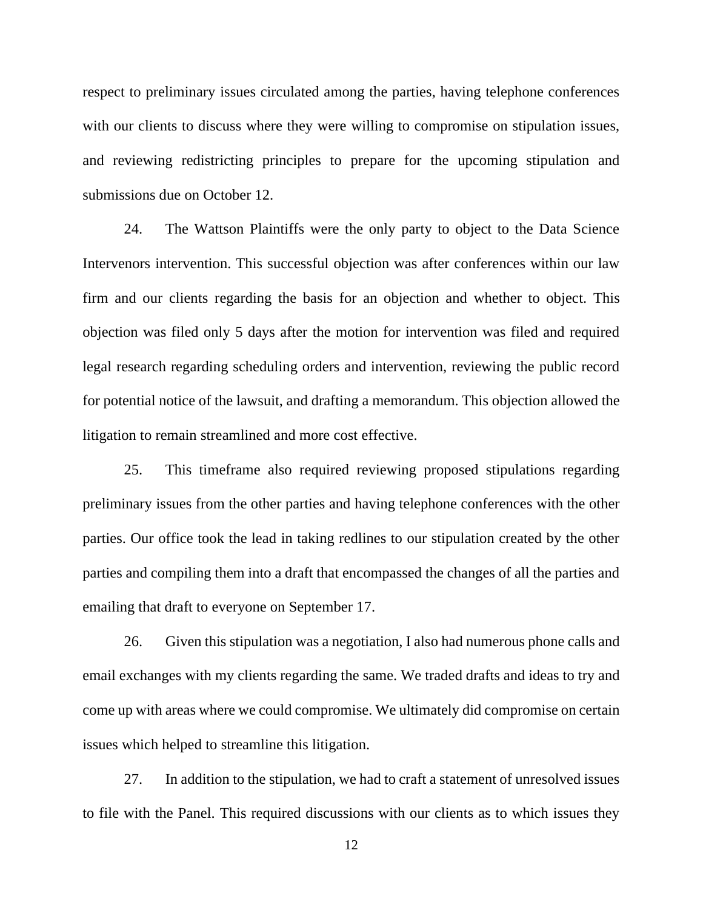respect to preliminary issues circulated among the parties, having telephone conferences with our clients to discuss where they were willing to compromise on stipulation issues, and reviewing redistricting principles to prepare for the upcoming stipulation and submissions due on October 12.

24. The Wattson Plaintiffs were the only party to object to the Data Science Intervenors intervention. This successful objection was after conferences within our law firm and our clients regarding the basis for an objection and whether to object. This objection was filed only 5 days after the motion for intervention was filed and required legal research regarding scheduling orders and intervention, reviewing the public record for potential notice of the lawsuit, and drafting a memorandum. This objection allowed the litigation to remain streamlined and more cost effective.

25. This timeframe also required reviewing proposed stipulations regarding preliminary issues from the other parties and having telephone conferences with the other parties. Our office took the lead in taking redlines to our stipulation created by the other parties and compiling them into a draft that encompassed the changes of all the parties and emailing that draft to everyone on September 17.

26. Given this stipulation was a negotiation, I also had numerous phone calls and email exchanges with my clients regarding the same. We traded drafts and ideas to try and come up with areas where we could compromise. We ultimately did compromise on certain issues which helped to streamline this litigation.

27. In addition to the stipulation, we had to craft a statement of unresolved issues to file with the Panel. This required discussions with our clients as to which issues they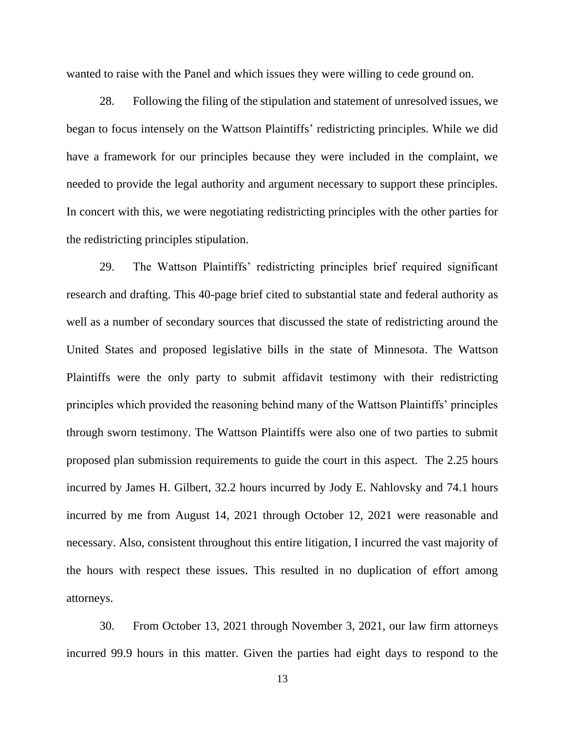wanted to raise with the Panel and which issues they were willing to cede ground on.

28. Following the filing of the stipulation and statement of unresolved issues, we began to focus intensely on the Wattson Plaintiffs' redistricting principles. While we did have a framework for our principles because they were included in the complaint, we needed to provide the legal authority and argument necessary to support these principles. In concert with this, we were negotiating redistricting principles with the other parties for the redistricting principles stipulation.

29. The Wattson Plaintiffs' redistricting principles brief required significant research and drafting. This 40-page brief cited to substantial state and federal authority as well as a number of secondary sources that discussed the state of redistricting around the United States and proposed legislative bills in the state of Minnesota. The Wattson Plaintiffs were the only party to submit affidavit testimony with their redistricting principles which provided the reasoning behind many of the Wattson Plaintiffs' principles through sworn testimony. The Wattson Plaintiffs were also one of two parties to submit proposed plan submission requirements to guide the court in this aspect. The 2.25 hours incurred by James H. Gilbert, 32.2 hours incurred by Jody E. Nahlovsky and 74.1 hours incurred by me from August 14, 2021 through October 12, 2021 were reasonable and necessary. Also, consistent throughout this entire litigation, I incurred the vast majority of the hours with respect these issues. This resulted in no duplication of effort among attorneys.

30. From October 13, 2021 through November 3, 2021, our law firm attorneys incurred 99.9 hours in this matter. Given the parties had eight days to respond to the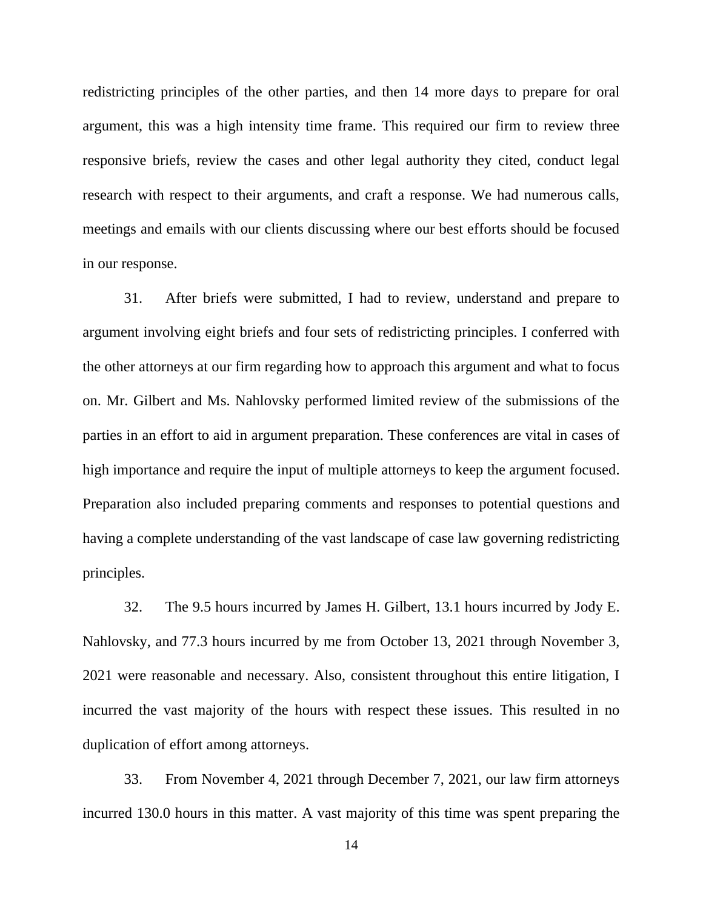redistricting principles of the other parties, and then 14 more days to prepare for oral argument, this was a high intensity time frame. This required our firm to review three responsive briefs, review the cases and other legal authority they cited, conduct legal research with respect to their arguments, and craft a response. We had numerous calls, meetings and emails with our clients discussing where our best efforts should be focused in our response.

31. After briefs were submitted, I had to review, understand and prepare to argument involving eight briefs and four sets of redistricting principles. I conferred with the other attorneys at our firm regarding how to approach this argument and what to focus on. Mr. Gilbert and Ms. Nahlovsky performed limited review of the submissions of the parties in an effort to aid in argument preparation. These conferences are vital in cases of high importance and require the input of multiple attorneys to keep the argument focused. Preparation also included preparing comments and responses to potential questions and having a complete understanding of the vast landscape of case law governing redistricting principles.

32. The 9.5 hours incurred by James H. Gilbert, 13.1 hours incurred by Jody E. Nahlovsky, and 77.3 hours incurred by me from October 13, 2021 through November 3, 2021 were reasonable and necessary. Also, consistent throughout this entire litigation, I incurred the vast majority of the hours with respect these issues. This resulted in no duplication of effort among attorneys.

33. From November 4, 2021 through December 7, 2021, our law firm attorneys incurred 130.0 hours in this matter. A vast majority of this time was spent preparing the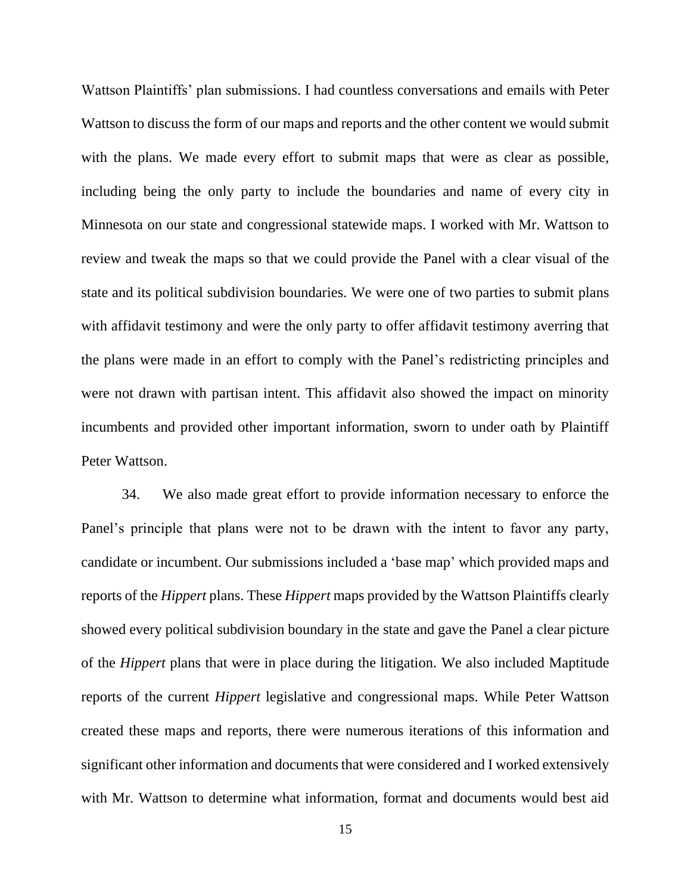Wattson Plaintiffs' plan submissions. I had countless conversations and emails with Peter Wattson to discuss the form of our maps and reports and the other content we would submit with the plans. We made every effort to submit maps that were as clear as possible, including being the only party to include the boundaries and name of every city in Minnesota on our state and congressional statewide maps. I worked with Mr. Wattson to review and tweak the maps so that we could provide the Panel with a clear visual of the state and its political subdivision boundaries. We were one of two parties to submit plans with affidavit testimony and were the only party to offer affidavit testimony averring that the plans were made in an effort to comply with the Panel's redistricting principles and were not drawn with partisan intent. This affidavit also showed the impact on minority incumbents and provided other important information, sworn to under oath by Plaintiff Peter Wattson.

34. We also made great effort to provide information necessary to enforce the Panel's principle that plans were not to be drawn with the intent to favor any party, candidate or incumbent. Our submissions included a 'base map' which provided maps and reports of the *Hippert* plans. These *Hippert* maps provided by the Wattson Plaintiffs clearly showed every political subdivision boundary in the state and gave the Panel a clear picture of the *Hippert* plans that were in place during the litigation. We also included Maptitude reports of the current *Hippert* legislative and congressional maps. While Peter Wattson created these maps and reports, there were numerous iterations of this information and significant other information and documents that were considered and I worked extensively with Mr. Wattson to determine what information, format and documents would best aid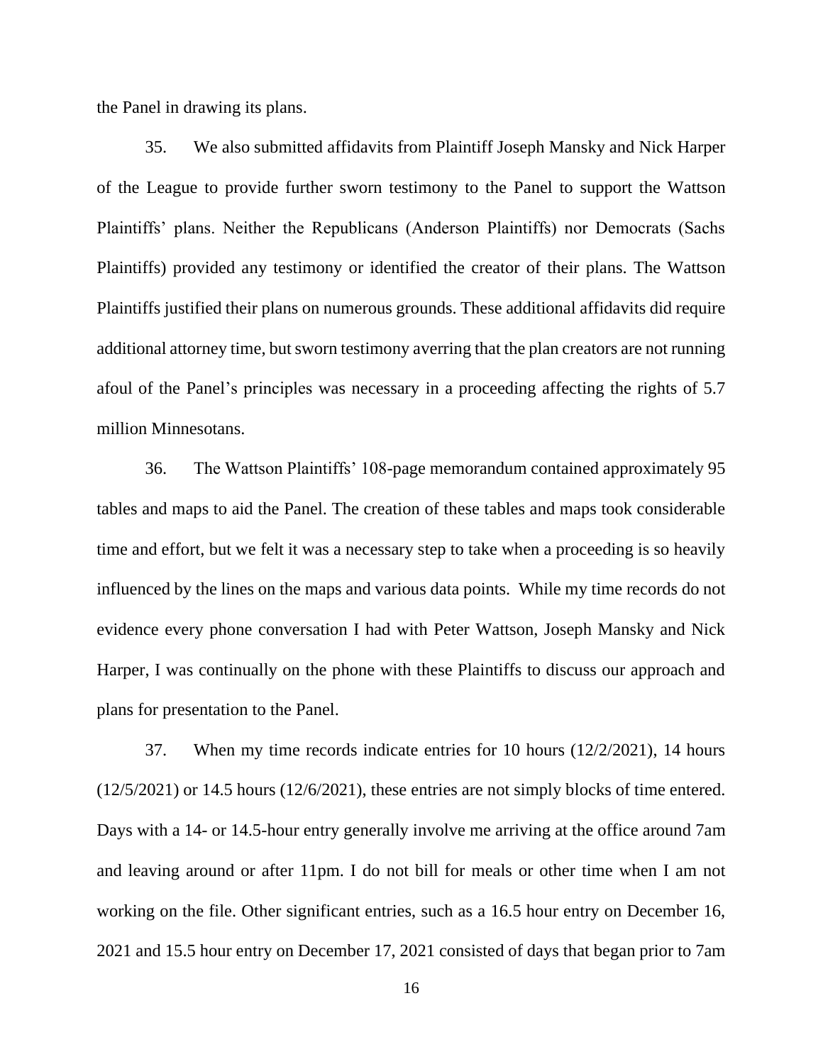the Panel in drawing its plans.

35. We also submitted affidavits from Plaintiff Joseph Mansky and Nick Harper of the League to provide further sworn testimony to the Panel to support the Wattson Plaintiffs' plans. Neither the Republicans (Anderson Plaintiffs) nor Democrats (Sachs Plaintiffs) provided any testimony or identified the creator of their plans. The Wattson Plaintiffs justified their plans on numerous grounds. These additional affidavits did require additional attorney time, but sworn testimony averring that the plan creators are not running afoul of the Panel's principles was necessary in a proceeding affecting the rights of 5.7 million Minnesotans.

36. The Wattson Plaintiffs' 108-page memorandum contained approximately 95 tables and maps to aid the Panel. The creation of these tables and maps took considerable time and effort, but we felt it was a necessary step to take when a proceeding is so heavily influenced by the lines on the maps and various data points. While my time records do not evidence every phone conversation I had with Peter Wattson, Joseph Mansky and Nick Harper, I was continually on the phone with these Plaintiffs to discuss our approach and plans for presentation to the Panel.

37. When my time records indicate entries for 10 hours (12/2/2021), 14 hours (12/5/2021) or 14.5 hours (12/6/2021), these entries are not simply blocks of time entered. Days with a 14- or 14.5-hour entry generally involve me arriving at the office around 7am and leaving around or after 11pm. I do not bill for meals or other time when I am not working on the file. Other significant entries, such as a 16.5 hour entry on December 16, 2021 and 15.5 hour entry on December 17, 2021 consisted of days that began prior to 7am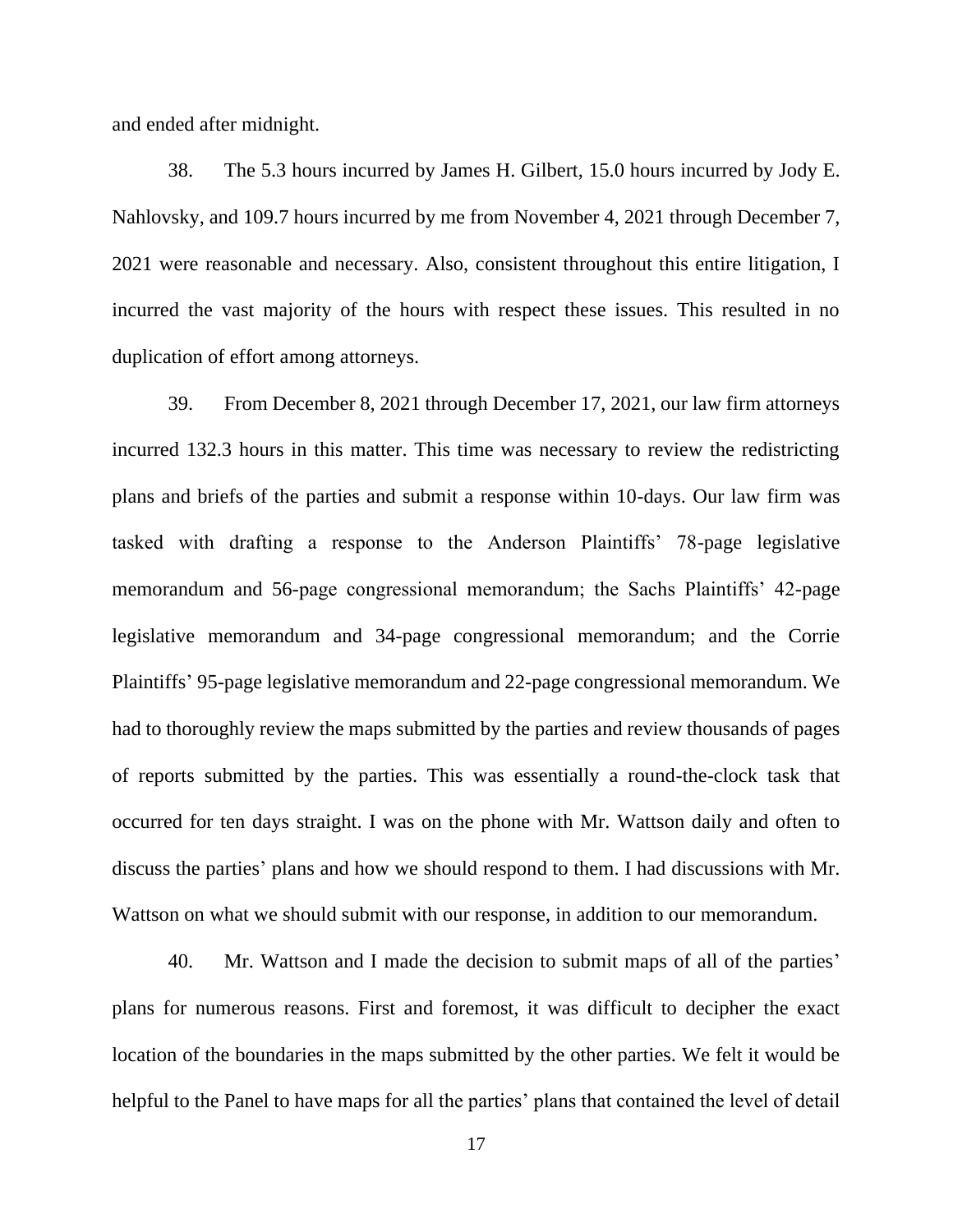and ended after midnight.

38. The 5.3 hours incurred by James H. Gilbert, 15.0 hours incurred by Jody E. Nahlovsky, and 109.7 hours incurred by me from November 4, 2021 through December 7, 2021 were reasonable and necessary. Also, consistent throughout this entire litigation, I incurred the vast majority of the hours with respect these issues. This resulted in no duplication of effort among attorneys.

39. From December 8, 2021 through December 17, 2021, our law firm attorneys incurred 132.3 hours in this matter. This time was necessary to review the redistricting plans and briefs of the parties and submit a response within 10-days. Our law firm was tasked with drafting a response to the Anderson Plaintiffs' 78-page legislative memorandum and 56-page congressional memorandum; the Sachs Plaintiffs' 42-page legislative memorandum and 34-page congressional memorandum; and the Corrie Plaintiffs' 95-page legislative memorandum and 22-page congressional memorandum. We had to thoroughly review the maps submitted by the parties and review thousands of pages of reports submitted by the parties. This was essentially a round-the-clock task that occurred for ten days straight. I was on the phone with Mr. Wattson daily and often to discuss the parties' plans and how we should respond to them. I had discussions with Mr. Wattson on what we should submit with our response, in addition to our memorandum.

40. Mr. Wattson and I made the decision to submit maps of all of the parties' plans for numerous reasons. First and foremost, it was difficult to decipher the exact location of the boundaries in the maps submitted by the other parties. We felt it would be helpful to the Panel to have maps for all the parties' plans that contained the level of detail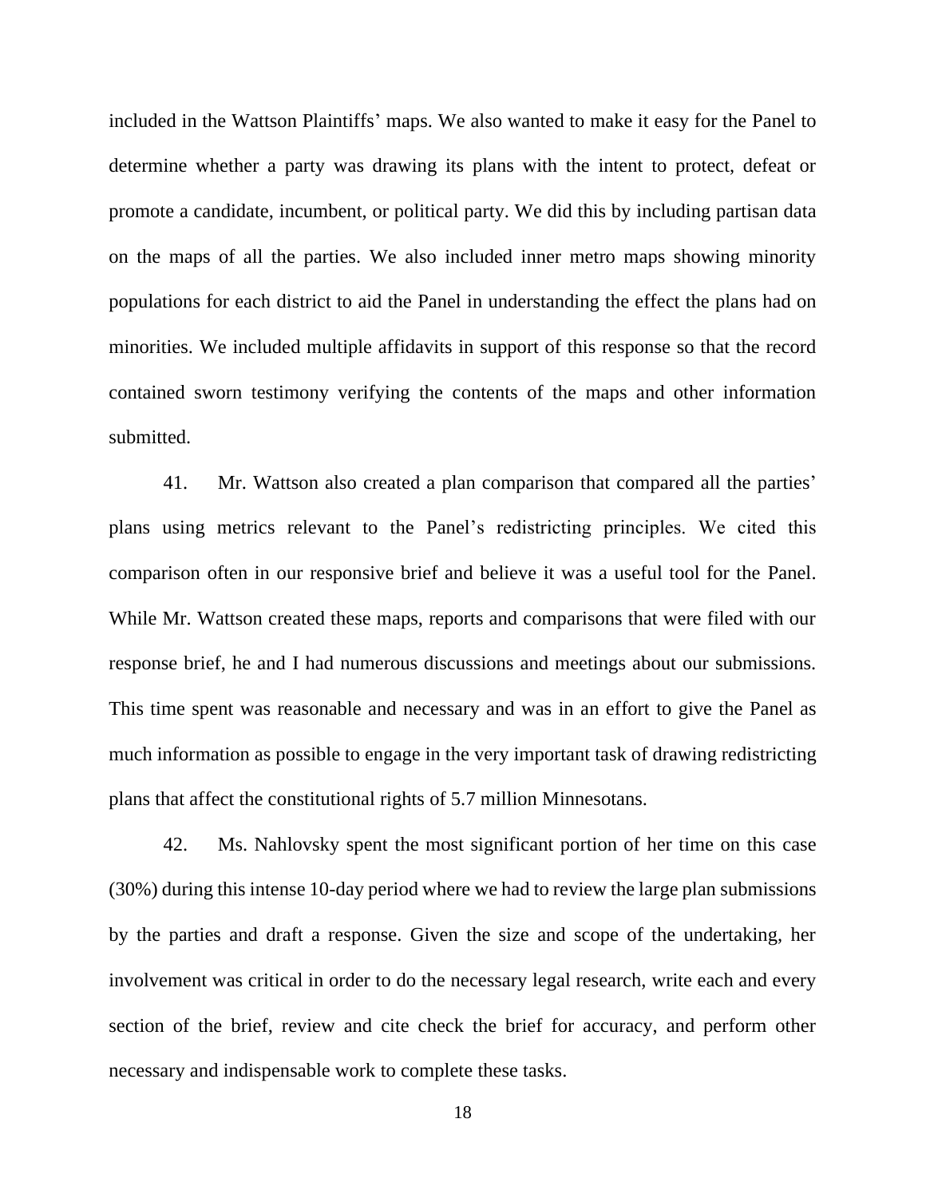included in the Wattson Plaintiffs' maps. We also wanted to make it easy for the Panel to determine whether a party was drawing its plans with the intent to protect, defeat or promote a candidate, incumbent, or political party. We did this by including partisan data on the maps of all the parties. We also included inner metro maps showing minority populations for each district to aid the Panel in understanding the effect the plans had on minorities. We included multiple affidavits in support of this response so that the record contained sworn testimony verifying the contents of the maps and other information submitted.

41. Mr. Wattson also created a plan comparison that compared all the parties' plans using metrics relevant to the Panel's redistricting principles. We cited this comparison often in our responsive brief and believe it was a useful tool for the Panel. While Mr. Wattson created these maps, reports and comparisons that were filed with our response brief, he and I had numerous discussions and meetings about our submissions. This time spent was reasonable and necessary and was in an effort to give the Panel as much information as possible to engage in the very important task of drawing redistricting plans that affect the constitutional rights of 5.7 million Minnesotans.

42. Ms. Nahlovsky spent the most significant portion of her time on this case (30%) during this intense 10-day period where we had to review the large plan submissions by the parties and draft a response. Given the size and scope of the undertaking, her involvement was critical in order to do the necessary legal research, write each and every section of the brief, review and cite check the brief for accuracy, and perform other necessary and indispensable work to complete these tasks.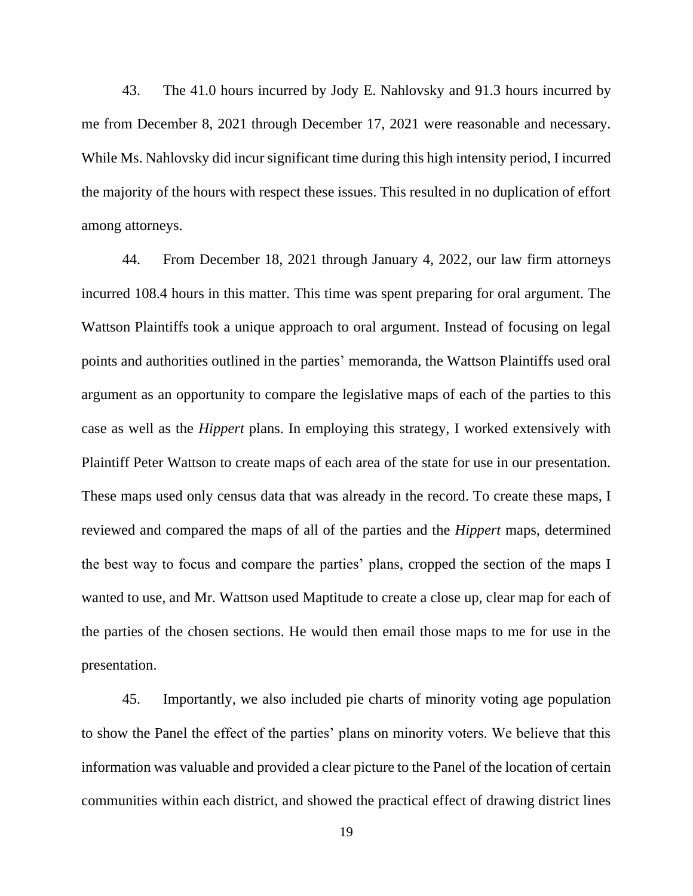43. The 41.0 hours incurred by Jody E. Nahlovsky and 91.3 hours incurred by me from December 8, 2021 through December 17, 2021 were reasonable and necessary. While Ms. Nahlovsky did incur significant time during this high intensity period, I incurred the majority of the hours with respect these issues. This resulted in no duplication of effort among attorneys.

44. From December 18, 2021 through January 4, 2022, our law firm attorneys incurred 108.4 hours in this matter. This time was spent preparing for oral argument. The Wattson Plaintiffs took a unique approach to oral argument. Instead of focusing on legal points and authorities outlined in the parties' memoranda, the Wattson Plaintiffs used oral argument as an opportunity to compare the legislative maps of each of the parties to this case as well as the *Hippert* plans. In employing this strategy, I worked extensively with Plaintiff Peter Wattson to create maps of each area of the state for use in our presentation. These maps used only census data that was already in the record. To create these maps, I reviewed and compared the maps of all of the parties and the *Hippert* maps, determined the best way to focus and compare the parties' plans, cropped the section of the maps I wanted to use, and Mr. Wattson used Maptitude to create a close up, clear map for each of the parties of the chosen sections. He would then email those maps to me for use in the presentation.

45. Importantly, we also included pie charts of minority voting age population to show the Panel the effect of the parties' plans on minority voters. We believe that this information was valuable and provided a clear picture to the Panel of the location of certain communities within each district, and showed the practical effect of drawing district lines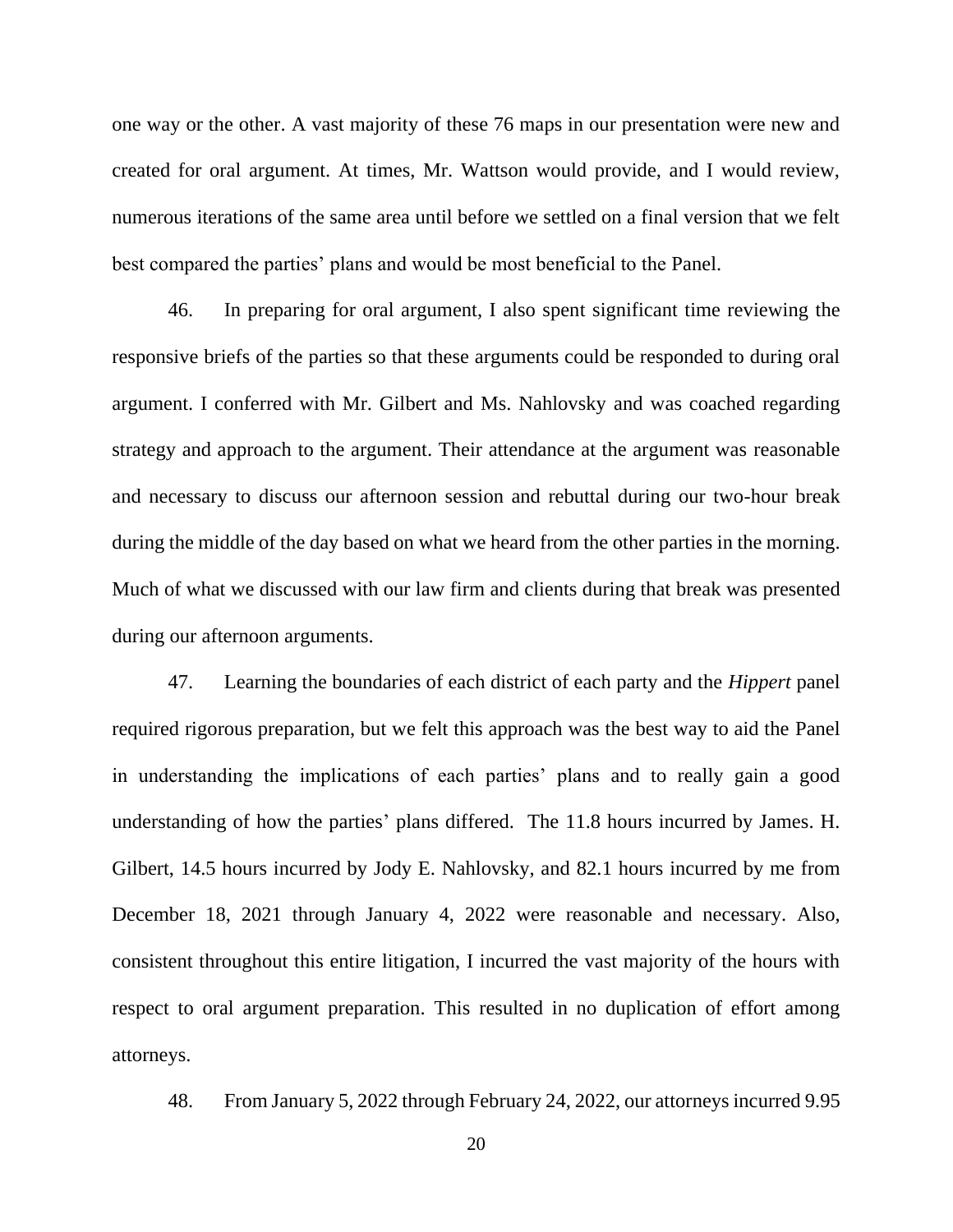one way or the other. A vast majority of these 76 maps in our presentation were new and created for oral argument. At times, Mr. Wattson would provide, and I would review, numerous iterations of the same area until before we settled on a final version that we felt best compared the parties' plans and would be most beneficial to the Panel.

46. In preparing for oral argument, I also spent significant time reviewing the responsive briefs of the parties so that these arguments could be responded to during oral argument. I conferred with Mr. Gilbert and Ms. Nahlovsky and was coached regarding strategy and approach to the argument. Their attendance at the argument was reasonable and necessary to discuss our afternoon session and rebuttal during our two-hour break during the middle of the day based on what we heard from the other parties in the morning. Much of what we discussed with our law firm and clients during that break was presented during our afternoon arguments.

47. Learning the boundaries of each district of each party and the *Hippert* panel required rigorous preparation, but we felt this approach was the best way to aid the Panel in understanding the implications of each parties' plans and to really gain a good understanding of how the parties' plans differed. The 11.8 hours incurred by James. H. Gilbert, 14.5 hours incurred by Jody E. Nahlovsky, and 82.1 hours incurred by me from December 18, 2021 through January 4, 2022 were reasonable and necessary. Also, consistent throughout this entire litigation, I incurred the vast majority of the hours with respect to oral argument preparation. This resulted in no duplication of effort among attorneys.

48. From January 5, 2022 through February 24, 2022, our attorneys incurred 9.95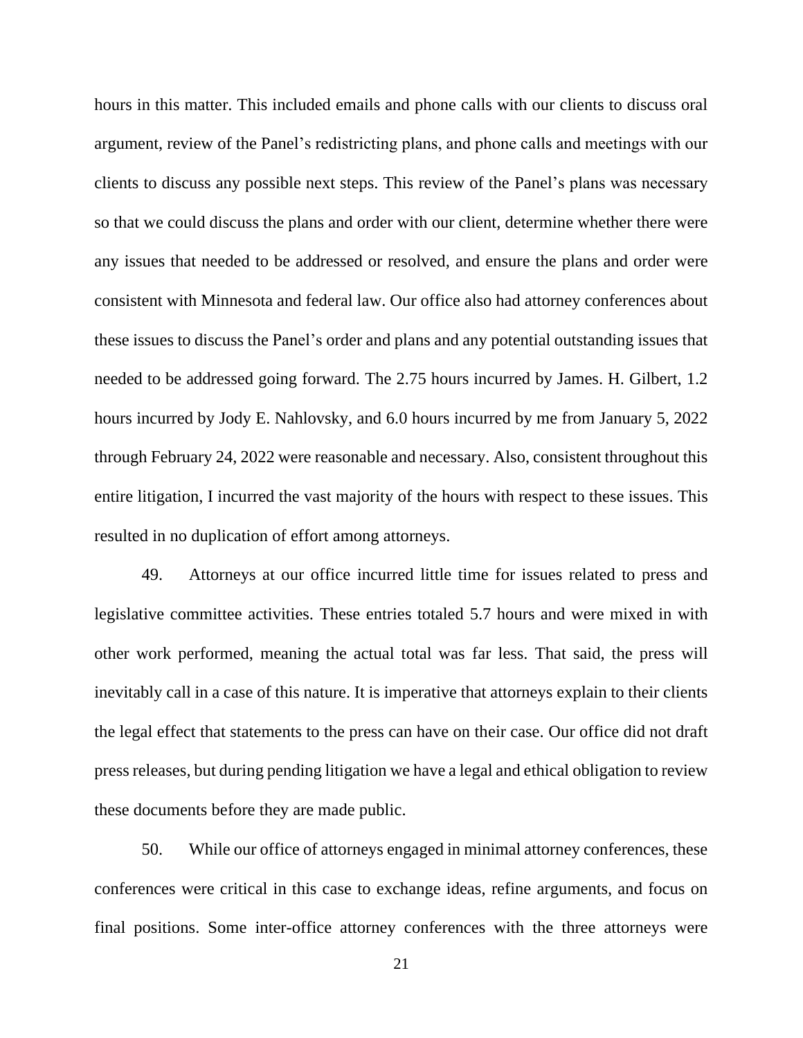hours in this matter. This included emails and phone calls with our clients to discuss oral argument, review of the Panel's redistricting plans, and phone calls and meetings with our clients to discuss any possible next steps. This review of the Panel's plans was necessary so that we could discuss the plans and order with our client, determine whether there were any issues that needed to be addressed or resolved, and ensure the plans and order were consistent with Minnesota and federal law. Our office also had attorney conferences about these issues to discuss the Panel's order and plans and any potential outstanding issues that needed to be addressed going forward. The 2.75 hours incurred by James. H. Gilbert, 1.2 hours incurred by Jody E. Nahlovsky, and 6.0 hours incurred by me from January 5, 2022 through February 24, 2022 were reasonable and necessary. Also, consistent throughout this entire litigation, I incurred the vast majority of the hours with respect to these issues. This resulted in no duplication of effort among attorneys.

49. Attorneys at our office incurred little time for issues related to press and legislative committee activities. These entries totaled 5.7 hours and were mixed in with other work performed, meaning the actual total was far less. That said, the press will inevitably call in a case of this nature. It is imperative that attorneys explain to their clients the legal effect that statements to the press can have on their case. Our office did not draft press releases, but during pending litigation we have a legal and ethical obligation to review these documents before they are made public.

50. While our office of attorneys engaged in minimal attorney conferences, these conferences were critical in this case to exchange ideas, refine arguments, and focus on final positions. Some inter-office attorney conferences with the three attorneys were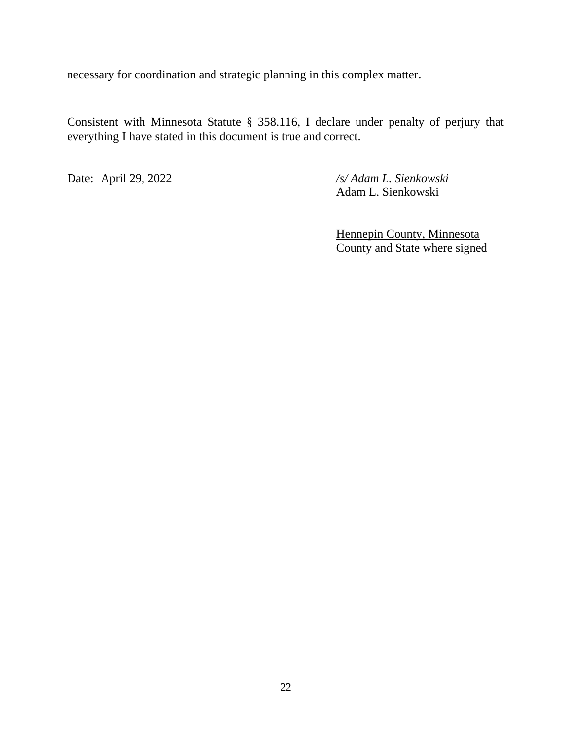necessary for coordination and strategic planning in this complex matter.

Consistent with Minnesota Statute § 358.116, I declare under penalty of perjury that everything I have stated in this document is true and correct.

Date: April 29, 2022

*/s/ Adam L. Sienkowski*
Adam L. Sienkowski

Hennepin County, Minnesota
County and State where signed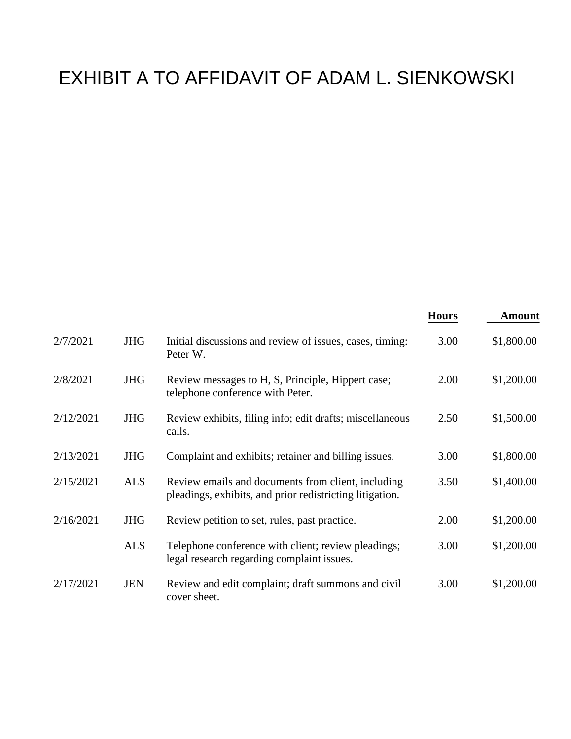# EXHIBIT A TO AFFIDAVIT OF ADAM L. SIENKOWSKI

| | | | Hours | Amount |
|---|---|---|---|---|
| 2/7/2021 | JHG | Initial discussions and review of issues, cases, timing: Peter W. | 3.00 | $1,800.00 |
| 2/8/2021 | JHG | Review messages to H, S, Principle, Hippert case; telephone conference with Peter. | 2.00 | $1,200.00 |
| 2/12/2021 | JHG | Review exhibits, filing info; edit drafts; miscellaneous calls. | 2.50 | $1,500.00 |
| 2/13/2021 | JHG | Complaint and exhibits; retainer and billing issues. | 3.00 | $1,800.00 |
| 2/15/2021 | ALS | Review emails and documents from client, including pleadings, exhibits, and prior redistricting litigation. | 3.50 | $1,400.00 |
| 2/16/2021 | JHG | Review petition to set, rules, past practice. | 2.00 | $1,200.00 |
| | ALS | Telephone conference with client; review pleadings; legal research regarding complaint issues. | 3.00 | $1,200.00 |
| 2/17/2021 | JEN | Review and edit complaint; draft summons and civil cover sheet. | 3.00 | $1,200.00 |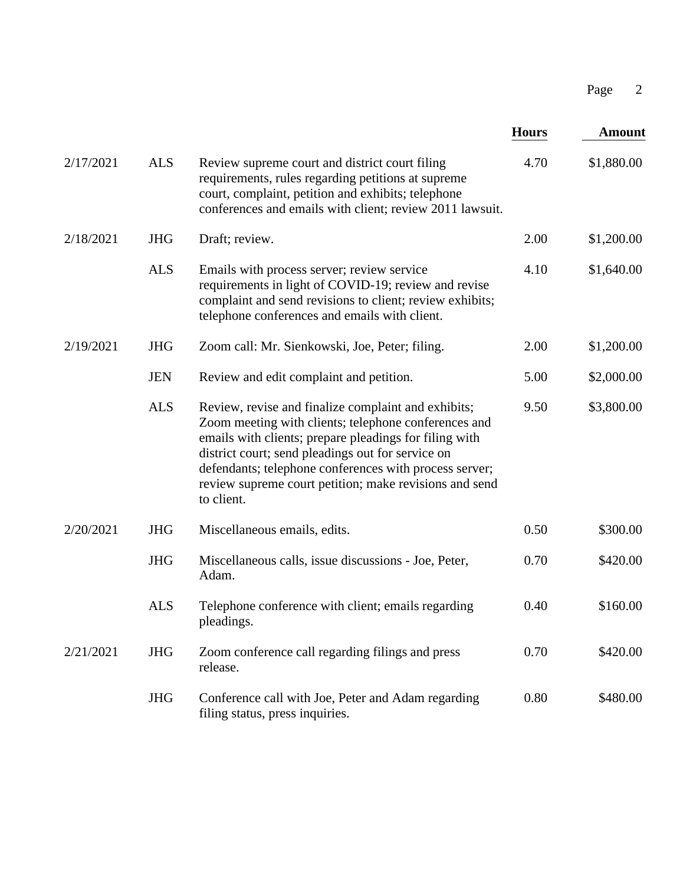| Date | Timekeeper | Description | Hours | Amount |
|---|---|---|---|---|
| 2/17/2021 | ALS | Review supreme court and district court filing requirements, rules regarding petitions at supreme court, complaint, petition and exhibits; telephone conferences and emails with client; review 2011 lawsuit. | 4.70 | $1,880.00 |
| 2/18/2021 | JHG | Draft; review. | 2.00 | $1,200.00 |
| | ALS | Emails with process server; review service requirements in light of COVID-19; review and revise complaint and send revisions to client; review exhibits; telephone conferences and emails with client. | 4.10 | $1,640.00 |
| 2/19/2021 | JHG | Zoom call: Mr. Sienkowski, Joe, Peter; filing. | 2.00 | $1,200.00 |
| | JEN | Review and edit complaint and petition. | 5.00 | $2,000.00 |
| | ALS | Review, revise and finalize complaint and exhibits; Zoom meeting with clients; telephone conferences and emails with clients; prepare pleadings for filing with district court; send pleadings out for service on defendants; telephone conferences with process server; review supreme court petition; make revisions and send to client. | 9.50 | $3,800.00 |
| 2/20/2021 | JHG | Miscellaneous emails, edits. | 0.50 | $300.00 |
| | JHG | Miscellaneous calls, issue discussions - Joe, Peter, Adam. | 0.70 | $420.00 |
| | ALS | Telephone conference with client; emails regarding pleadings. | 0.40 | $160.00 |
| 2/21/2021 | JHG | Zoom conference call regarding filings and press release. | 0.70 | $420.00 |
| | JHG | Conference call with Joe, Peter and Adam regarding filing status, press inquiries. | 0.80 | $480.00 |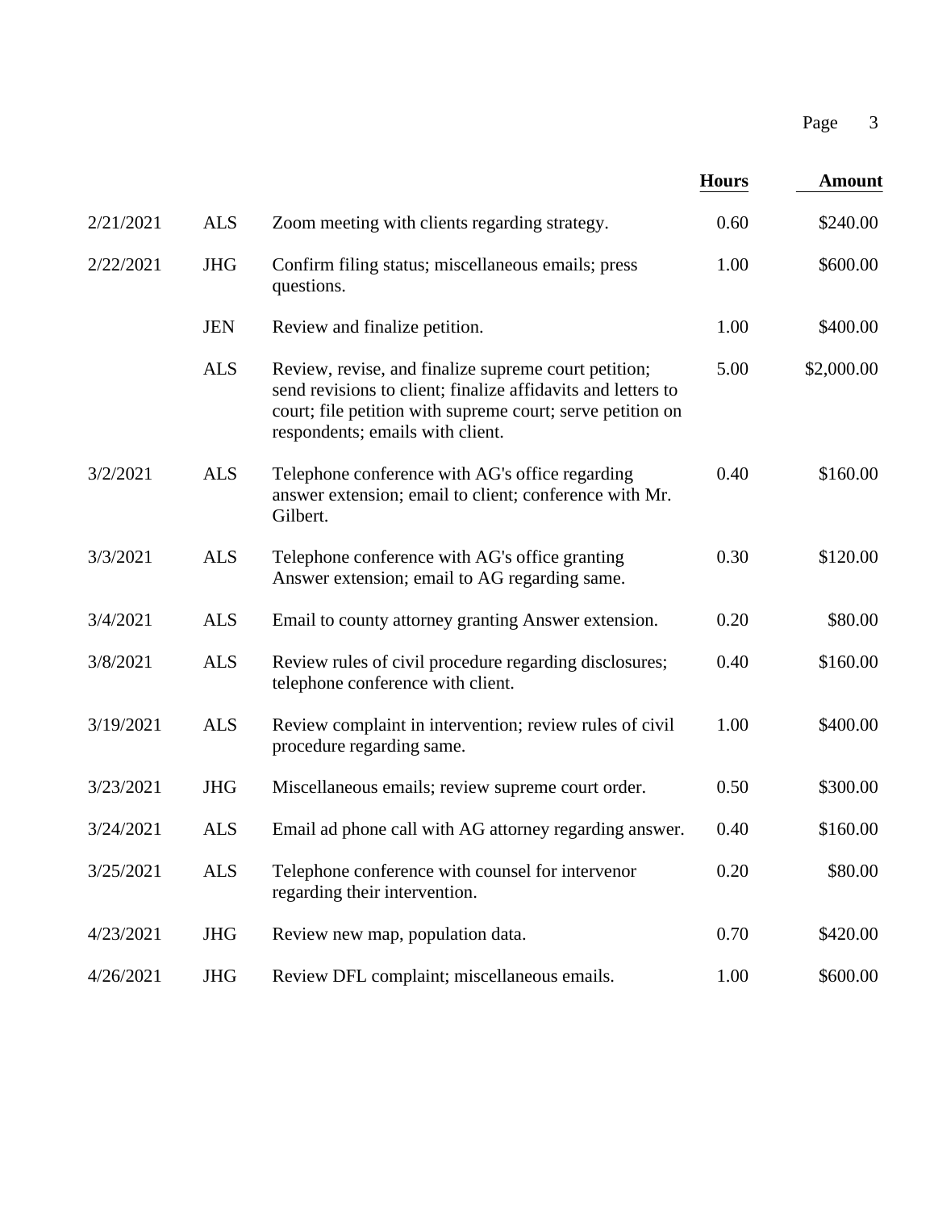| Date | Timekeeper | Description | Hours | Amount |
|---|---|---|---|---|
| 2/21/2021 | ALS | Zoom meeting with clients regarding strategy. | 0.60 | $240.00 |
| 2/22/2021 | JHG | Confirm filing status; miscellaneous emails; press questions. | 1.00 | $600.00 |
| | JEN | Review and finalize petition. | 1.00 | $400.00 |
| | ALS | Review, revise, and finalize supreme court petition; send revisions to client; finalize affidavits and letters to court; file petition with supreme court; serve petition on respondents; emails with client. | 5.00 | $2,000.00 |
| 3/2/2021 | ALS | Telephone conference with AG's office regarding answer extension; email to client; conference with Mr. Gilbert. | 0.40 | $160.00 |
| 3/3/2021 | ALS | Telephone conference with AG's office granting Answer extension; email to AG regarding same. | 0.30 | $120.00 |
| 3/4/2021 | ALS | Email to county attorney granting Answer extension. | 0.20 | $80.00 |
| 3/8/2021 | ALS | Review rules of civil procedure regarding disclosures; telephone conference with client. | 0.40 | $160.00 |
| 3/19/2021 | ALS | Review complaint in intervention; review rules of civil procedure regarding same. | 1.00 | $400.00 |
| 3/23/2021 | JHG | Miscellaneous emails; review supreme court order. | 0.50 | $300.00 |
| 3/24/2021 | ALS | Email ad phone call with AG attorney regarding answer. | 0.40 | $160.00 |
| 3/25/2021 | ALS | Telephone conference with counsel for intervenor regarding their intervention. | 0.20 | $80.00 |
| 4/23/2021 | JHG | Review new map, population data. | 0.70 | $420.00 |
| 4/26/2021 | JHG | Review DFL complaint; miscellaneous emails. | 1.00 | $600.00 |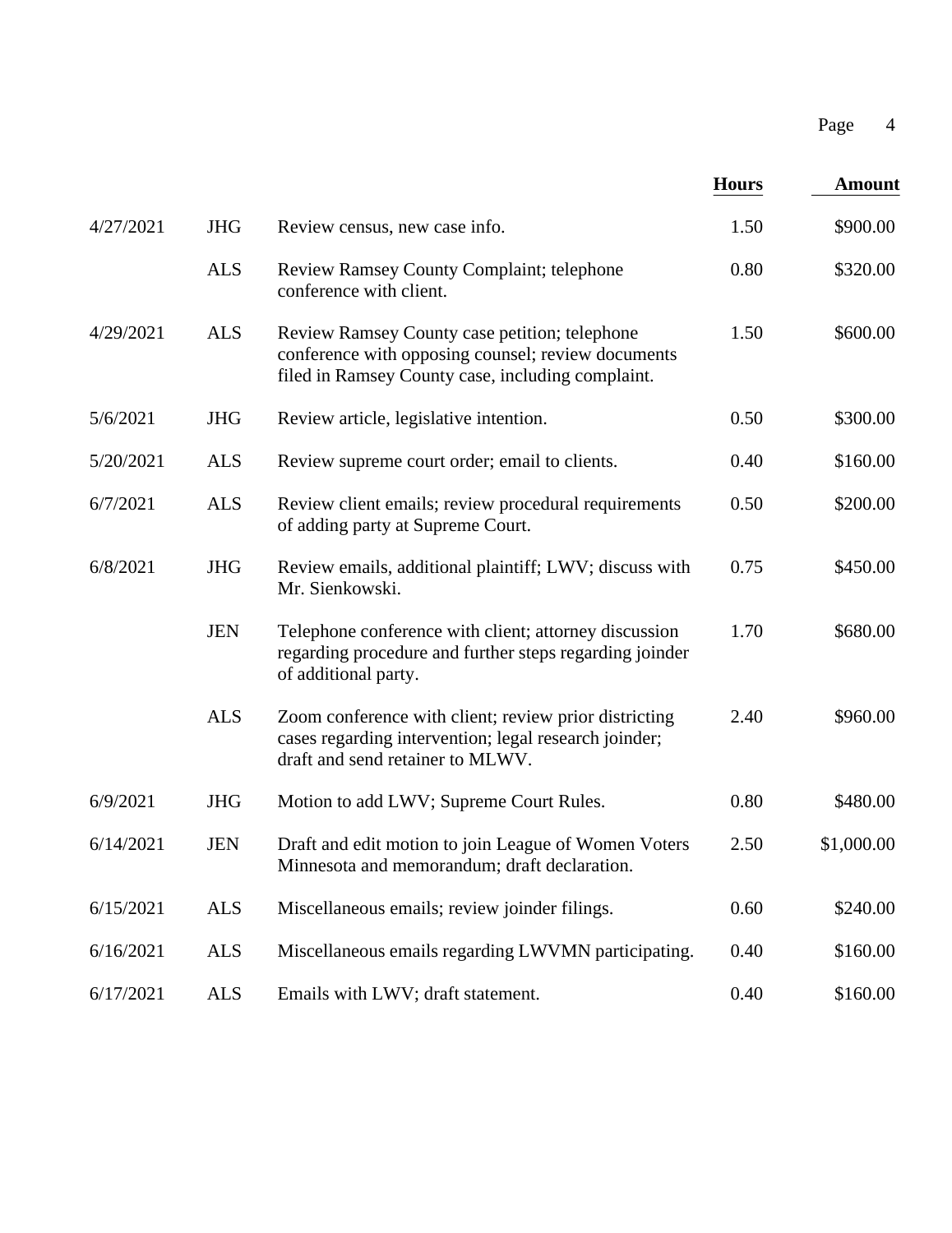| Date | Initials | Description | Hours | Amount |
|---|---|---|---|---|
| 4/27/2021 | JHG | Review census, new case info. | 1.50 | $900.00 |
| | ALS | Review Ramsey County Complaint; telephone conference with client. | 0.80 | $320.00 |
| 4/29/2021 | ALS | Review Ramsey County case petition; telephone conference with opposing counsel; review documents filed in Ramsey County case, including complaint. | 1.50 | $600.00 |
| 5/6/2021 | JHG | Review article, legislative intention. | 0.50 | $300.00 |
| 5/20/2021 | ALS | Review supreme court order; email to clients. | 0.40 | $160.00 |
| 6/7/2021 | ALS | Review client emails; review procedural requirements of adding party at Supreme Court. | 0.50 | $200.00 |
| 6/8/2021 | JHG | Review emails, additional plaintiff; LWV; discuss with Mr. Sienkowski. | 0.75 | $450.00 |
| | JEN | Telephone conference with client; attorney discussion regarding procedure and further steps regarding joinder of additional party. | 1.70 | $680.00 |
| | ALS | Zoom conference with client; review prior districting cases regarding intervention; legal research joinder; draft and send retainer to MLWV. | 2.40 | $960.00 |
| 6/9/2021 | JHG | Motion to add LWV; Supreme Court Rules. | 0.80 | $480.00 |
| 6/14/2021 | JEN | Draft and edit motion to join League of Women Voters Minnesota and memorandum; draft declaration. | 2.50 | $1,000.00 |
| 6/15/2021 | ALS | Miscellaneous emails; review joinder filings. | 0.60 | $240.00 |
| 6/16/2021 | ALS | Miscellaneous emails regarding LWVMN participating. | 0.40 | $160.00 |
| 6/17/2021 | ALS | Emails with LWV; draft statement. | 0.40 | $160.00 |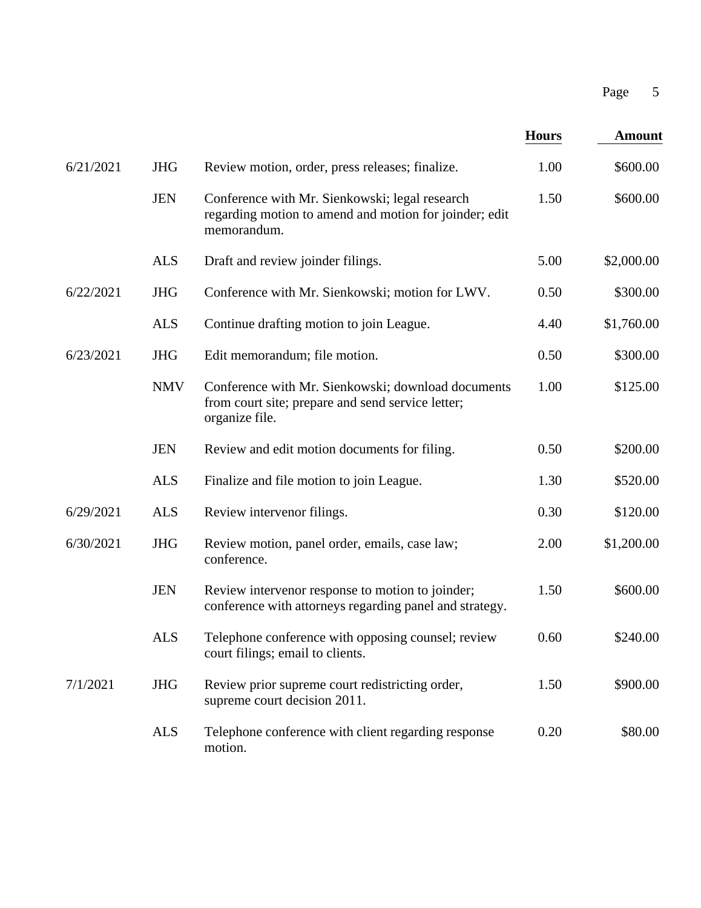| Date | Initials | Description | Hours | Amount |
|---|---|---|---|---|
| 6/21/2021 | JHG | Review motion, order, press releases; finalize. | 1.00 | $600.00 |
| | JEN | Conference with Mr. Sienkowski; legal research regarding motion to amend and motion for joinder; edit memorandum. | 1.50 | $600.00 |
| | ALS | Draft and review joinder filings. | 5.00 | $2,000.00 |
| 6/22/2021 | JHG | Conference with Mr. Sienkowski; motion for LWV. | 0.50 | $300.00 |
| | ALS | Continue drafting motion to join League. | 4.40 | $1,760.00 |
| 6/23/2021 | JHG | Edit memorandum; file motion. | 0.50 | $300.00 |
| | NMV | Conference with Mr. Sienkowski; download documents from court site; prepare and send service letter; organize file. | 1.00 | $125.00 |
| | JEN | Review and edit motion documents for filing. | 0.50 | $200.00 |
| | ALS | Finalize and file motion to join League. | 1.30 | $520.00 |
| 6/29/2021 | ALS | Review intervenor filings. | 0.30 | $120.00 |
| 6/30/2021 | JHG | Review motion, panel order, emails, case law; conference. | 2.00 | $1,200.00 |
| | JEN | Review intervenor response to motion to joinder; conference with attorneys regarding panel and strategy. | 1.50 | $600.00 |
| | ALS | Telephone conference with opposing counsel; review court filings; email to clients. | 0.60 | $240.00 |
| 7/1/2021 | JHG | Review prior supreme court redistricting order, supreme court decision 2011. | 1.50 | $900.00 |
| | ALS | Telephone conference with client regarding response motion. | 0.20 | $80.00 |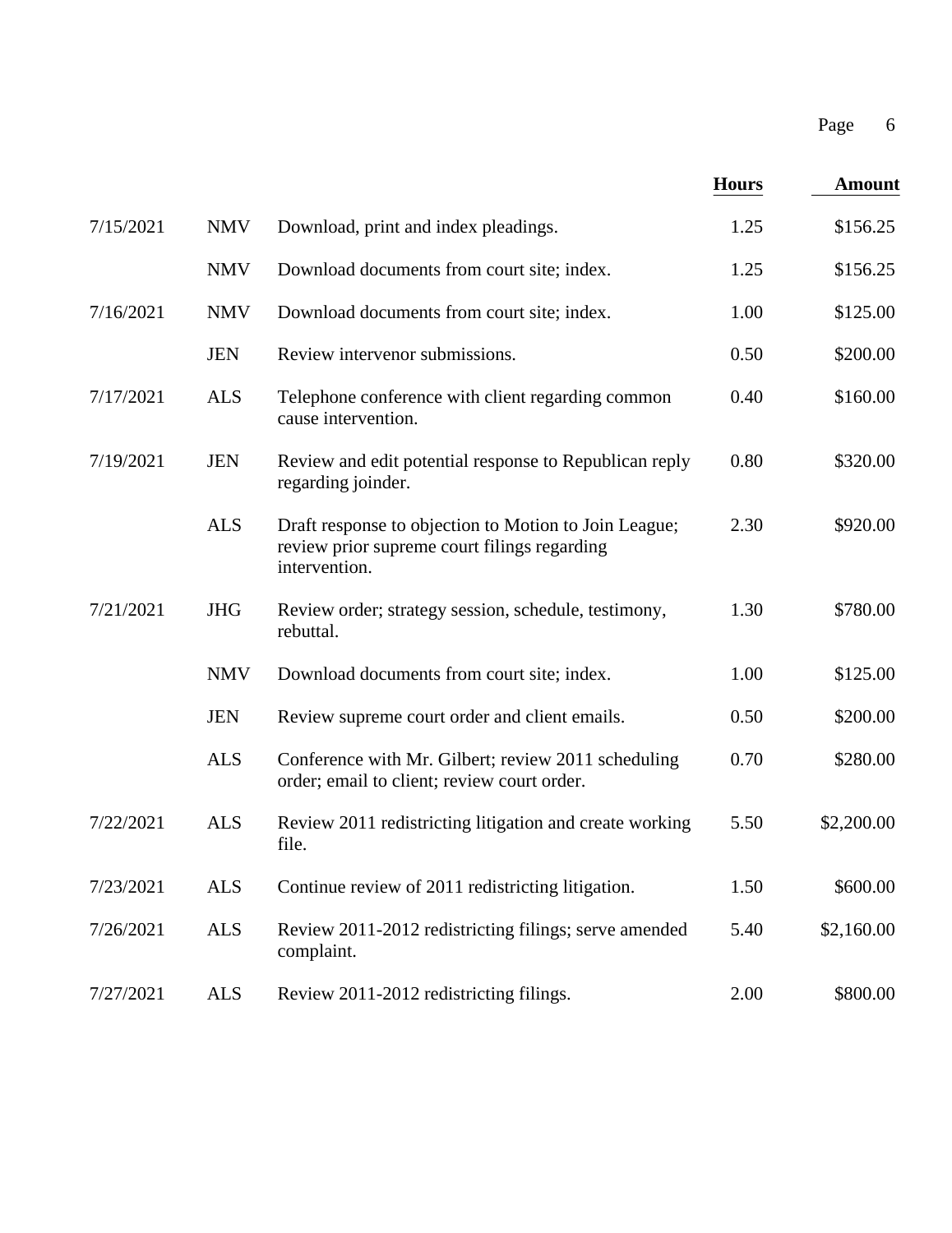| Date | Initials | Description | Hours | Amount |
|---|---|---|---|---|
| 7/15/2021 | NMV | Download, print and index pleadings. | 1.25 | $156.25 |
| | NMV | Download documents from court site; index. | 1.25 | $156.25 |
| 7/16/2021 | NMV | Download documents from court site; index. | 1.00 | $125.00 |
| | JEN | Review intervenor submissions. | 0.50 | $200.00 |
| 7/17/2021 | ALS | Telephone conference with client regarding common cause intervention. | 0.40 | $160.00 |
| 7/19/2021 | JEN | Review and edit potential response to Republican reply regarding joinder. | 0.80 | $320.00 |
| | ALS | Draft response to objection to Motion to Join League; review prior supreme court filings regarding intervention. | 2.30 | $920.00 |
| 7/21/2021 | JHG | Review order; strategy session, schedule, testimony, rebuttal. | 1.30 | $780.00 |
| | NMV | Download documents from court site; index. | 1.00 | $125.00 |
| | JEN | Review supreme court order and client emails. | 0.50 | $200.00 |
| | ALS | Conference with Mr. Gilbert; review 2011 scheduling order; email to client; review court order. | 0.70 | $280.00 |
| 7/22/2021 | ALS | Review 2011 redistricting litigation and create working file. | 5.50 | $2,200.00 |
| 7/23/2021 | ALS | Continue review of 2011 redistricting litigation. | 1.50 | $600.00 |
| 7/26/2021 | ALS | Review 2011-2012 redistricting filings; serve amended complaint. | 5.40 | $2,160.00 |
| 7/27/2021 | ALS | Review 2011-2012 redistricting filings. | 2.00 | $800.00 |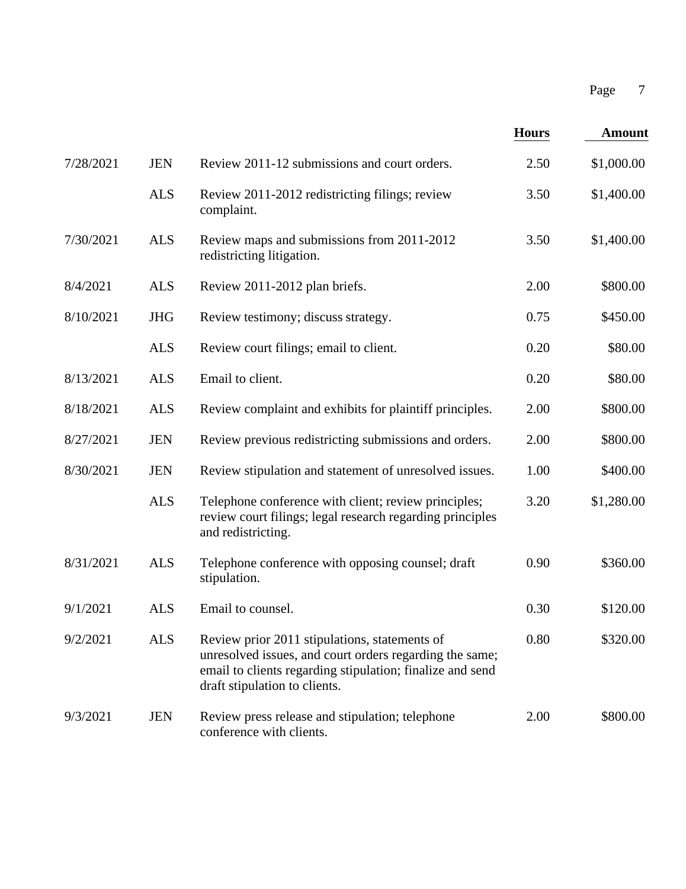| Date | Initials | Description | Hours | Amount |
|---|---|---|---|---|
| 7/28/2021 | JEN | Review 2011-12 submissions and court orders. | 2.50 | $1,000.00 |
| | ALS | Review 2011-2012 redistricting filings; review complaint. | 3.50 | $1,400.00 |
| 7/30/2021 | ALS | Review maps and submissions from 2011-2012 redistricting litigation. | 3.50 | $1,400.00 |
| 8/4/2021 | ALS | Review 2011-2012 plan briefs. | 2.00 | $800.00 |
| 8/10/2021 | JHG | Review testimony; discuss strategy. | 0.75 | $450.00 |
| | ALS | Review court filings; email to client. | 0.20 | $80.00 |
| 8/13/2021 | ALS | Email to client. | 0.20 | $80.00 |
| 8/18/2021 | ALS | Review complaint and exhibits for plaintiff principles. | 2.00 | $800.00 |
| 8/27/2021 | JEN | Review previous redistricting submissions and orders. | 2.00 | $800.00 |
| 8/30/2021 | JEN | Review stipulation and statement of unresolved issues. | 1.00 | $400.00 |
| | ALS | Telephone conference with client; review principles; review court filings; legal research regarding principles and redistricting. | 3.20 | $1,280.00 |
| 8/31/2021 | ALS | Telephone conference with opposing counsel; draft stipulation. | 0.90 | $360.00 |
| 9/1/2021 | ALS | Email to counsel. | 0.30 | $120.00 |
| 9/2/2021 | ALS | Review prior 2011 stipulations, statements of unresolved issues, and court orders regarding the same; email to clients regarding stipulation; finalize and send draft stipulation to clients. | 0.80 | $320.00 |
| 9/3/2021 | JEN | Review press release and stipulation; telephone conference with clients. | 2.00 | $800.00 |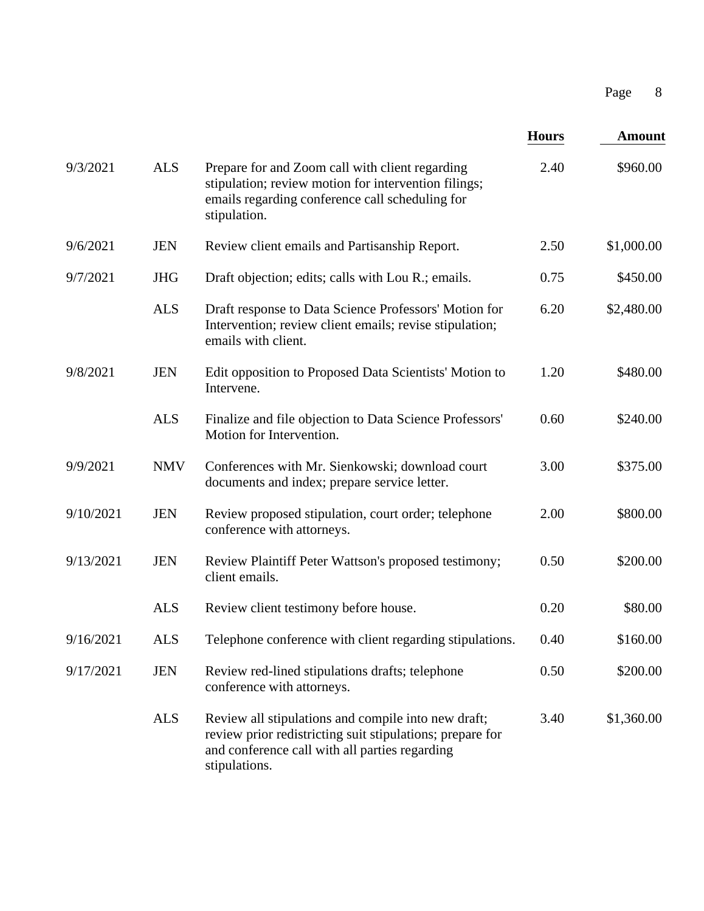| Date | Timekeeper | Description | Hours | Amount |
|---|---|---|---|---|
| 9/3/2021 | ALS | Prepare for and Zoom call with client regarding stipulation; review motion for intervention filings; emails regarding conference call scheduling for stipulation. | 2.40 | $960.00 |
| 9/6/2021 | JEN | Review client emails and Partisanship Report. | 2.50 | $1,000.00 |
| 9/7/2021 | JHG | Draft objection; edits; calls with Lou R.; emails. | 0.75 | $450.00 |
| | ALS | Draft response to Data Science Professors' Motion for Intervention; review client emails; revise stipulation; emails with client. | 6.20 | $2,480.00 |
| 9/8/2021 | JEN | Edit opposition to Proposed Data Scientists' Motion to Intervene. | 1.20 | $480.00 |
| | ALS | Finalize and file objection to Data Science Professors' Motion for Intervention. | 0.60 | $240.00 |
| 9/9/2021 | NMV | Conferences with Mr. Sienkowski; download court documents and index; prepare service letter. | 3.00 | $375.00 |
| 9/10/2021 | JEN | Review proposed stipulation, court order; telephone conference with attorneys. | 2.00 | $800.00 |
| 9/13/2021 | JEN | Review Plaintiff Peter Wattson's proposed testimony; client emails. | 0.50 | $200.00 |
| | ALS | Review client testimony before house. | 0.20 | $80.00 |
| 9/16/2021 | ALS | Telephone conference with client regarding stipulations. | 0.40 | $160.00 |
| 9/17/2021 | JEN | Review red-lined stipulations drafts; telephone conference with attorneys. | 0.50 | $200.00 |
| | ALS | Review all stipulations and compile into new draft; review prior redistricting suit stipulations; prepare for and conference call with all parties regarding stipulations. | 3.40 | $1,360.00 |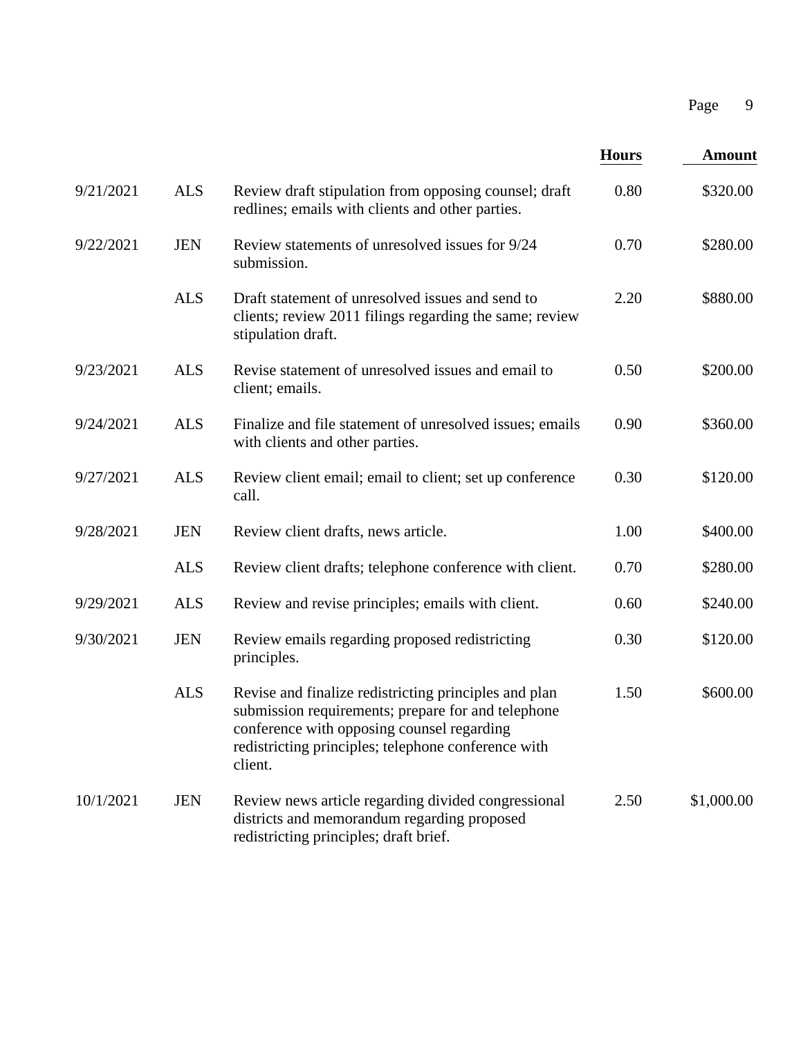| | | | Hours | Amount |
|---|---|---|---|---|
| 9/21/2021 | ALS | Review draft stipulation from opposing counsel; draft redlines; emails with clients and other parties. | 0.80 | $320.00 |
| 9/22/2021 | JEN | Review statements of unresolved issues for 9/24 submission. | 0.70 | $280.00 |
| | ALS | Draft statement of unresolved issues and send to clients; review 2011 filings regarding the same; review stipulation draft. | 2.20 | $880.00 |
| 9/23/2021 | ALS | Revise statement of unresolved issues and email to client; emails. | 0.50 | $200.00 |
| 9/24/2021 | ALS | Finalize and file statement of unresolved issues; emails with clients and other parties. | 0.90 | $360.00 |
| 9/27/2021 | ALS | Review client email; email to client; set up conference call. | 0.30 | $120.00 |
| 9/28/2021 | JEN | Review client drafts, news article. | 1.00 | $400.00 |
| | ALS | Review client drafts; telephone conference with client. | 0.70 | $280.00 |
| 9/29/2021 | ALS | Review and revise principles; emails with client. | 0.60 | $240.00 |
| 9/30/2021 | JEN | Review emails regarding proposed redistricting principles. | 0.30 | $120.00 |
| | ALS | Revise and finalize redistricting principles and plan submission requirements; prepare for and telephone conference with opposing counsel regarding redistricting principles; telephone conference with client. | 1.50 | $600.00 |
| 10/1/2021 | JEN | Review news article regarding divided congressional districts and memorandum regarding proposed redistricting principles; draft brief. | 2.50 | $1,000.00 |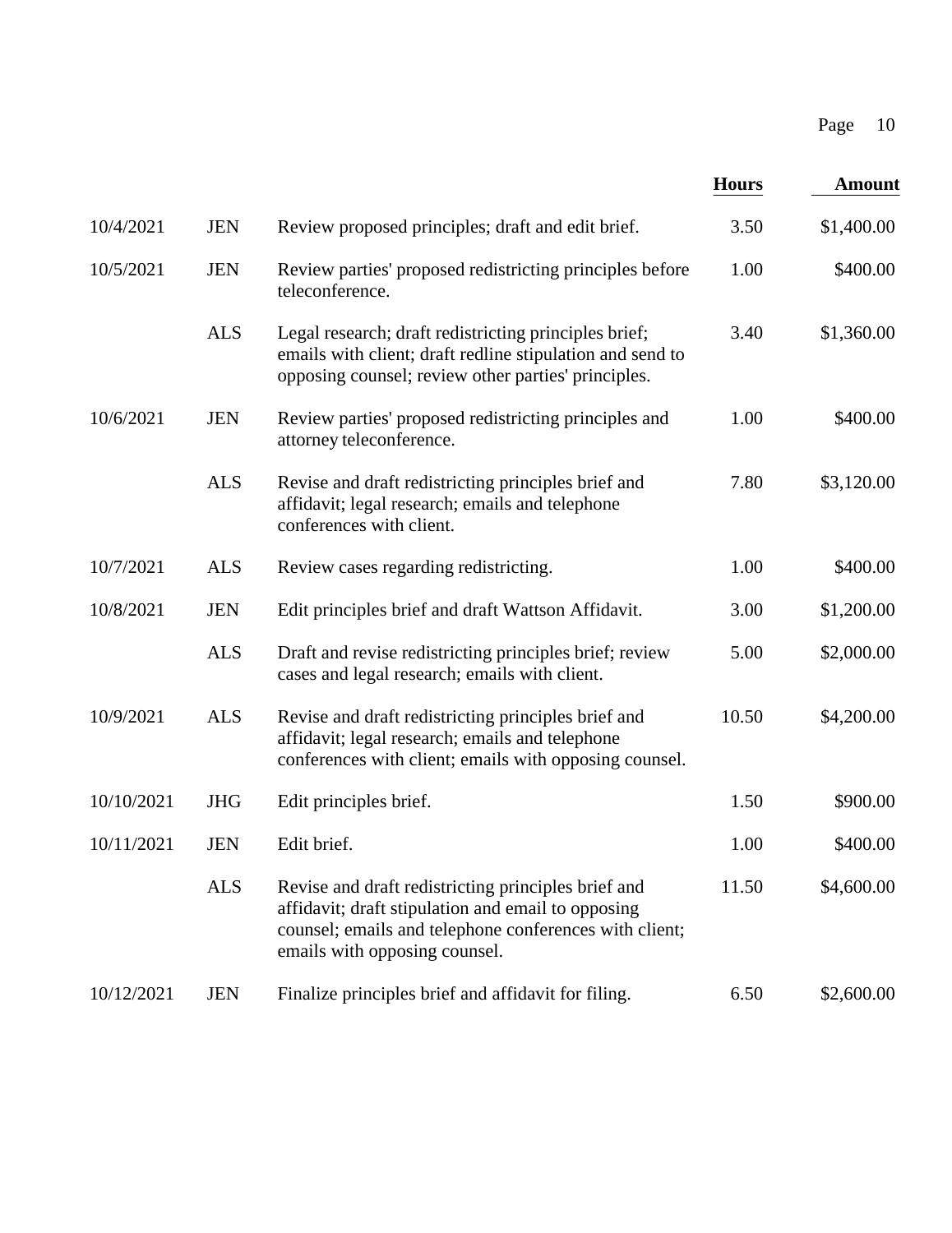| | | | Hours | Amount |
|---|---|---|---|---|
| 10/4/2021 | JEN | Review proposed principles; draft and edit brief. | 3.50 | $1,400.00 |
| 10/5/2021 | JEN | Review parties' proposed redistricting principles before teleconference. | 1.00 | $400.00 |
| | ALS | Legal research; draft redistricting principles brief; emails with client; draft redline stipulation and send to opposing counsel; review other parties' principles. | 3.40 | $1,360.00 |
| 10/6/2021 | JEN | Review parties' proposed redistricting principles and attorney teleconference. | 1.00 | $400.00 |
| | ALS | Revise and draft redistricting principles brief and affidavit; legal research; emails and telephone conferences with client. | 7.80 | $3,120.00 |
| 10/7/2021 | ALS | Review cases regarding redistricting. | 1.00 | $400.00 |
| 10/8/2021 | JEN | Edit principles brief and draft Wattson Affidavit. | 3.00 | $1,200.00 |
| | ALS | Draft and revise redistricting principles brief; review cases and legal research; emails with client. | 5.00 | $2,000.00 |
| 10/9/2021 | ALS | Revise and draft redistricting principles brief and affidavit; legal research; emails and telephone conferences with client; emails with opposing counsel. | 10.50 | $4,200.00 |
| 10/10/2021 | JHG | Edit principles brief. | 1.50 | $900.00 |
| 10/11/2021 | JEN | Edit brief. | 1.00 | $400.00 |
| | ALS | Revise and draft redistricting principles brief and affidavit; draft stipulation and email to opposing counsel; emails and telephone conferences with client; emails with opposing counsel. | 11.50 | $4,600.00 |
| 10/12/2021 | JEN | Finalize principles brief and affidavit for filing. | 6.50 | $2,600.00 |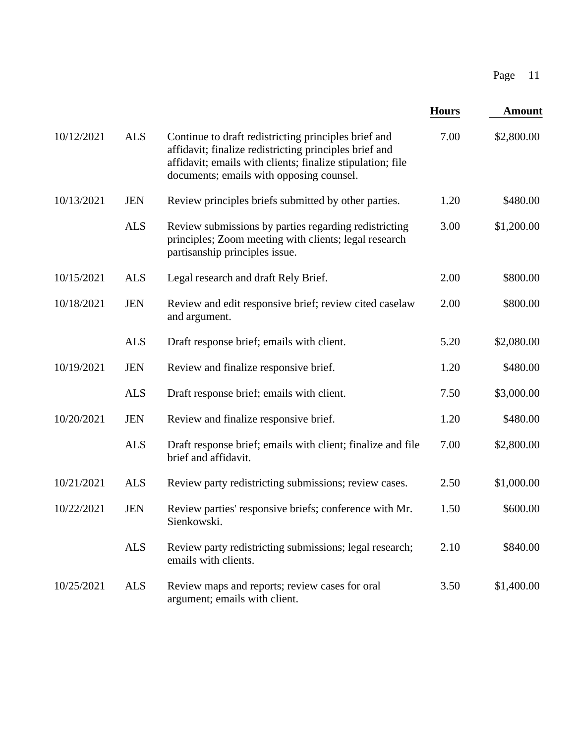| | | | Hours | Amount |
|---|---|---|---|---|
| 10/12/2021 | ALS | Continue to draft redistricting principles brief and affidavit; finalize redistricting principles brief and affidavit; emails with clients; finalize stipulation; file documents; emails with opposing counsel. | 7.00 | $2,800.00 |
| 10/13/2021 | JEN | Review principles briefs submitted by other parties. | 1.20 | $480.00 |
| | ALS | Review submissions by parties regarding redistricting principles; Zoom meeting with clients; legal research partisanship principles issue. | 3.00 | $1,200.00 |
| 10/15/2021 | ALS | Legal research and draft Rely Brief. | 2.00 | $800.00 |
| 10/18/2021 | JEN | Review and edit responsive brief; review cited caselaw and argument. | 2.00 | $800.00 |
| | ALS | Draft response brief; emails with client. | 5.20 | $2,080.00 |
| 10/19/2021 | JEN | Review and finalize responsive brief. | 1.20 | $480.00 |
| | ALS | Draft response brief; emails with client. | 7.50 | $3,000.00 |
| 10/20/2021 | JEN | Review and finalize responsive brief. | 1.20 | $480.00 |
| | ALS | Draft response brief; emails with client; finalize and file brief and affidavit. | 7.00 | $2,800.00 |
| 10/21/2021 | ALS | Review party redistricting submissions; review cases. | 2.50 | $1,000.00 |
| 10/22/2021 | JEN | Review parties' responsive briefs; conference with Mr. Sienkowski. | 1.50 | $600.00 |
| | ALS | Review party redistricting submissions; legal research; emails with clients. | 2.10 | $840.00 |
| 10/25/2021 | ALS | Review maps and reports; review cases for oral argument; emails with client. | 3.50 | $1,400.00 |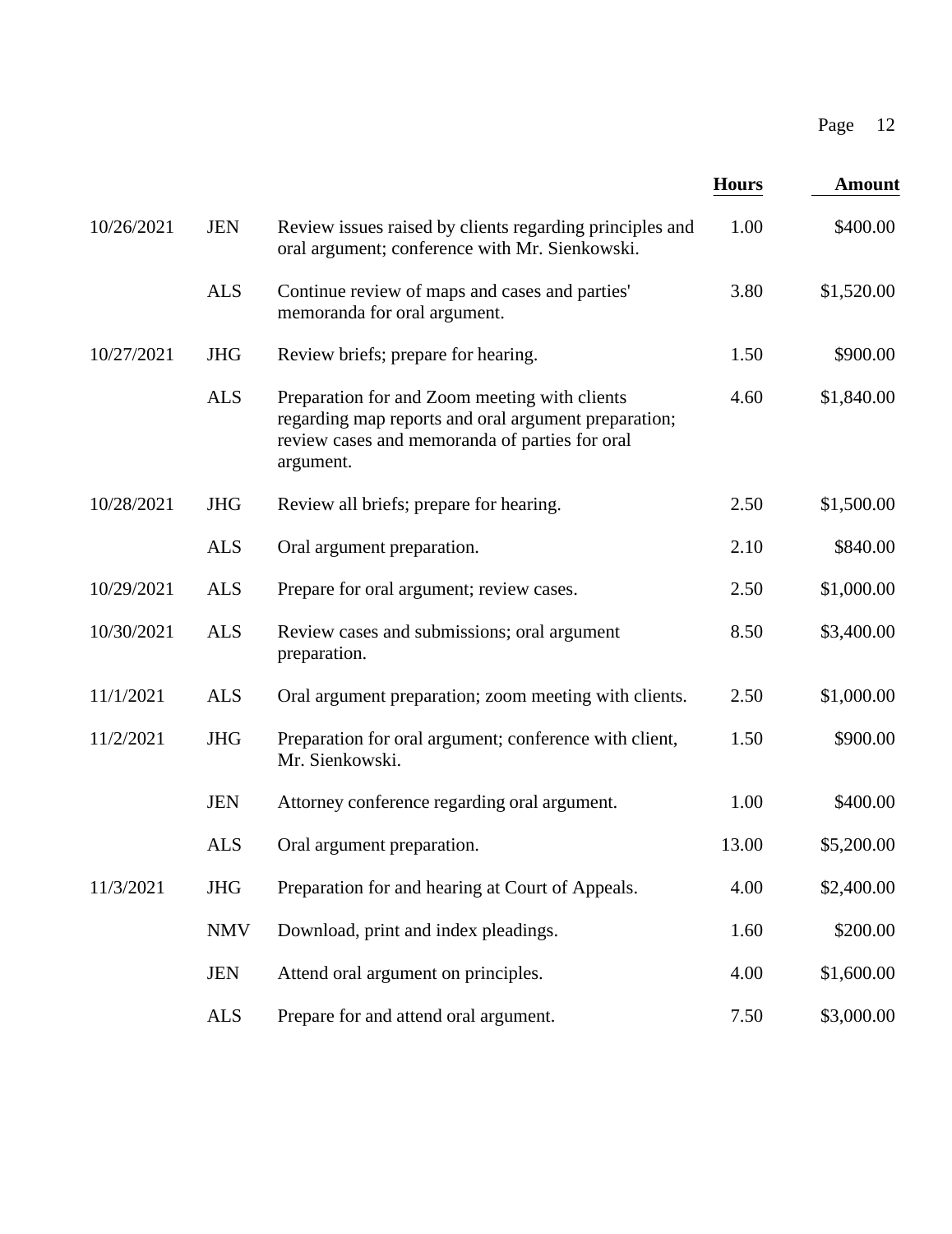| Date | Initials | Description | Hours | Amount |
|---|---|---|---|---|
| 10/26/2021 | JEN | Review issues raised by clients regarding principles and oral argument; conference with Mr. Sienkowski. | 1.00 | $400.00 |
| | ALS | Continue review of maps and cases and parties' memoranda for oral argument. | 3.80 | $1,520.00 |
| 10/27/2021 | JHG | Review briefs; prepare for hearing. | 1.50 | $900.00 |
| | ALS | Preparation for and Zoom meeting with clients regarding map reports and oral argument preparation; review cases and memoranda of parties for oral argument. | 4.60 | $1,840.00 |
| 10/28/2021 | JHG | Review all briefs; prepare for hearing. | 2.50 | $1,500.00 |
| | ALS | Oral argument preparation. | 2.10 | $840.00 |
| 10/29/2021 | ALS | Prepare for oral argument; review cases. | 2.50 | $1,000.00 |
| 10/30/2021 | ALS | Review cases and submissions; oral argument preparation. | 8.50 | $3,400.00 |
| 11/1/2021 | ALS | Oral argument preparation; zoom meeting with clients. | 2.50 | $1,000.00 |
| 11/2/2021 | JHG | Preparation for oral argument; conference with client, Mr. Sienkowski. | 1.50 | $900.00 |
| | JEN | Attorney conference regarding oral argument. | 1.00 | $400.00 |
| | ALS | Oral argument preparation. | 13.00 | $5,200.00 |
| 11/3/2021 | JHG | Preparation for and hearing at Court of Appeals. | 4.00 | $2,400.00 |
| | NMV | Download, print and index pleadings. | 1.60 | $200.00 |
| | JEN | Attend oral argument on principles. | 4.00 | $1,600.00 |
| | ALS | Prepare for and attend oral argument. | 7.50 | $3,000.00 |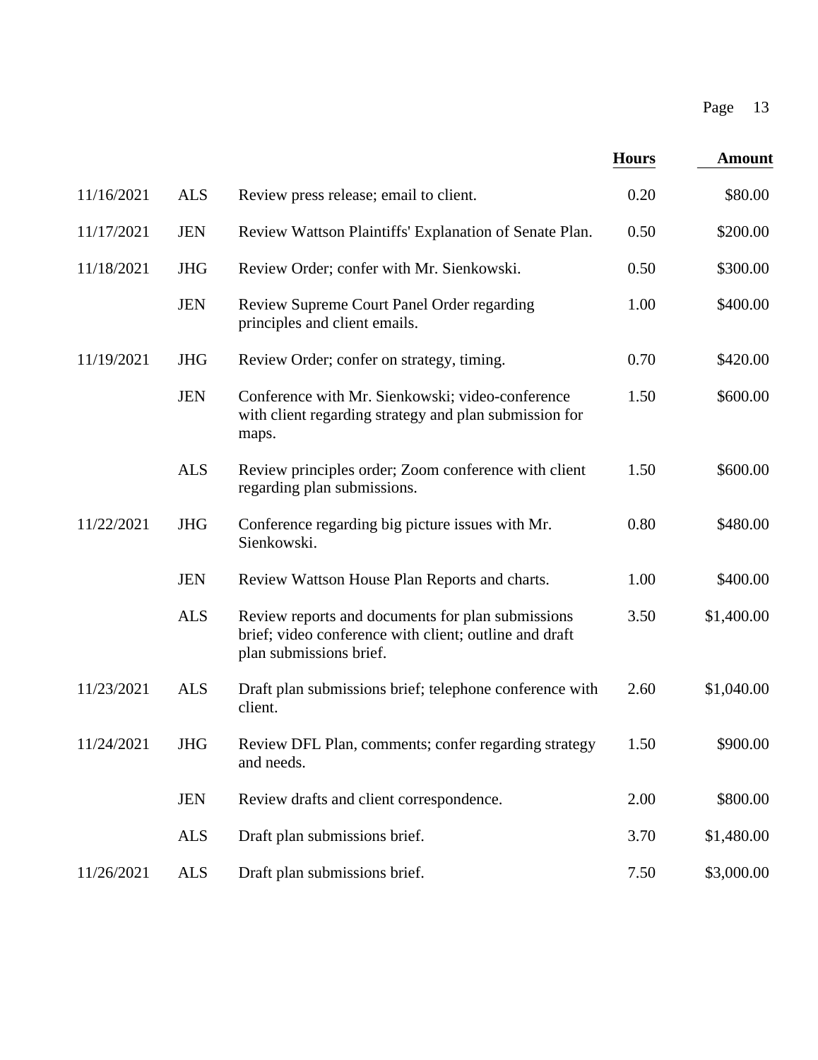| | | | Hours | Amount |
|---|---|---|---|---|
| 11/16/2021 | ALS | Review press release; email to client. | 0.20 | $80.00 |
| 11/17/2021 | JEN | Review Wattson Plaintiffs' Explanation of Senate Plan. | 0.50 | $200.00 |
| 11/18/2021 | JHG | Review Order; confer with Mr. Sienkowski. | 0.50 | $300.00 |
| | JEN | Review Supreme Court Panel Order regarding principles and client emails. | 1.00 | $400.00 |
| 11/19/2021 | JHG | Review Order; confer on strategy, timing. | 0.70 | $420.00 |
| | JEN | Conference with Mr. Sienkowski; video-conference with client regarding strategy and plan submission for maps. | 1.50 | $600.00 |
| | ALS | Review principles order; Zoom conference with client regarding plan submissions. | 1.50 | $600.00 |
| 11/22/2021 | JHG | Conference regarding big picture issues with Mr. Sienkowski. | 0.80 | $480.00 |
| | JEN | Review Wattson House Plan Reports and charts. | 1.00 | $400.00 |
| | ALS | Review reports and documents for plan submissions brief; video conference with client; outline and draft plan submissions brief. | 3.50 | $1,400.00 |
| 11/23/2021 | ALS | Draft plan submissions brief; telephone conference with client. | 2.60 | $1,040.00 |
| 11/24/2021 | JHG | Review DFL Plan, comments; confer regarding strategy and needs. | 1.50 | $900.00 |
| | JEN | Review drafts and client correspondence. | 2.00 | $800.00 |
| | ALS | Draft plan submissions brief. | 3.70 | $1,480.00 |
| 11/26/2021 | ALS | Draft plan submissions brief. | 7.50 | $3,000.00 |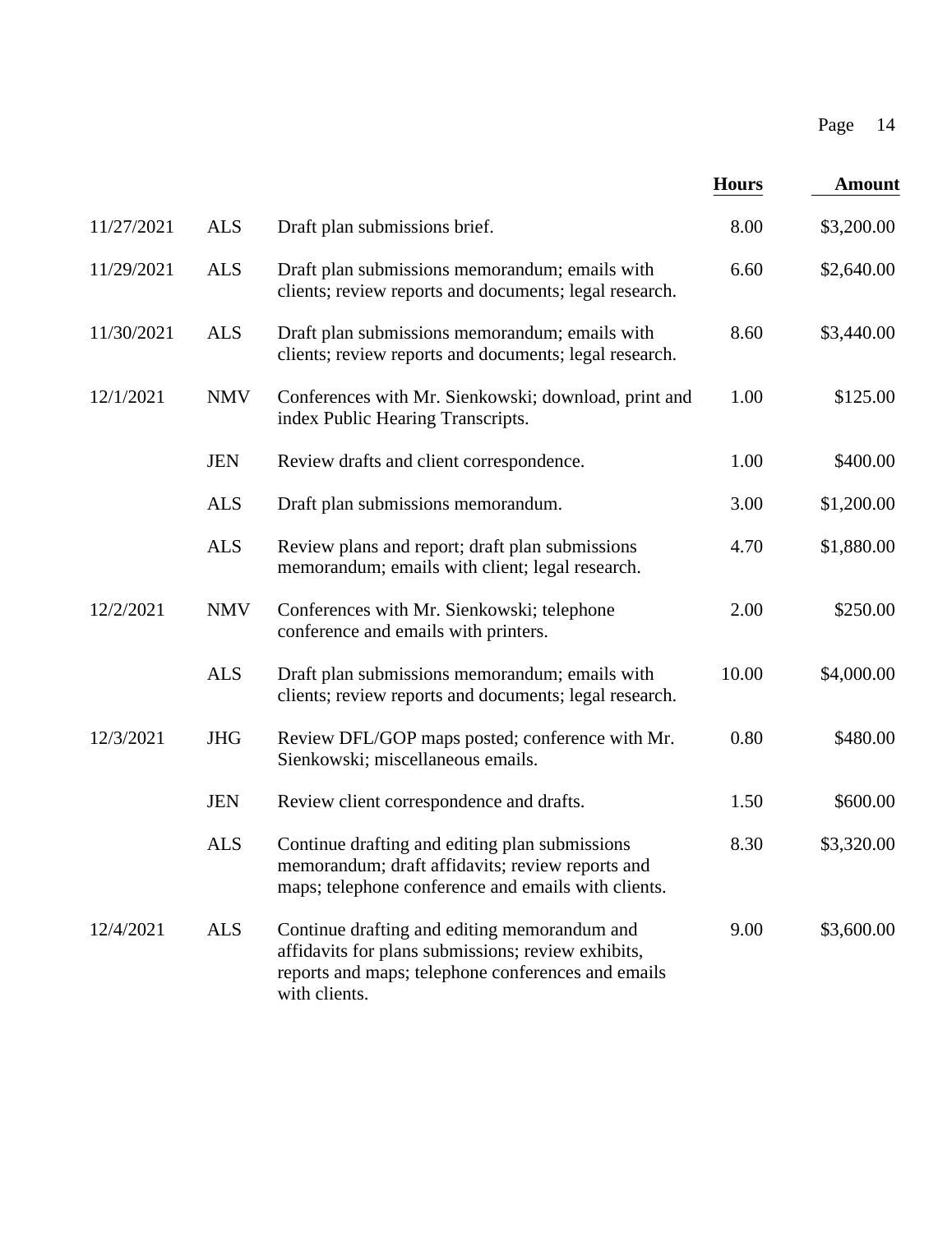| Date | Timekeeper | Description | Hours | Amount |
|---|---|---|---|---|
| 11/27/2021 | ALS | Draft plan submissions brief. | 8.00 | $3,200.00 |
| 11/29/2021 | ALS | Draft plan submissions memorandum; emails with clients; review reports and documents; legal research. | 6.60 | $2,640.00 |
| 11/30/2021 | ALS | Draft plan submissions memorandum; emails with clients; review reports and documents; legal research. | 8.60 | $3,440.00 |
| 12/1/2021 | NMV | Conferences with Mr. Sienkowski; download, print and index Public Hearing Transcripts. | 1.00 | $125.00 |
| | JEN | Review drafts and client correspondence. | 1.00 | $400.00 |
| | ALS | Draft plan submissions memorandum. | 3.00 | $1,200.00 |
| | ALS | Review plans and report; draft plan submissions memorandum; emails with client; legal research. | 4.70 | $1,880.00 |
| 12/2/2021 | NMV | Conferences with Mr. Sienkowski; telephone conference and emails with printers. | 2.00 | $250.00 |
| | ALS | Draft plan submissions memorandum; emails with clients; review reports and documents; legal research. | 10.00 | $4,000.00 |
| 12/3/2021 | JHG | Review DFL/GOP maps posted; conference with Mr. Sienkowski; miscellaneous emails. | 0.80 | $480.00 |
| | JEN | Review client correspondence and drafts. | 1.50 | $600.00 |
| | ALS | Continue drafting and editing plan submissions memorandum; draft affidavits; review reports and maps; telephone conference and emails with clients. | 8.30 | $3,320.00 |
| 12/4/2021 | ALS | Continue drafting and editing memorandum and affidavits for plans submissions; review exhibits, reports and maps; telephone conferences and emails with clients. | 9.00 | $3,600.00 |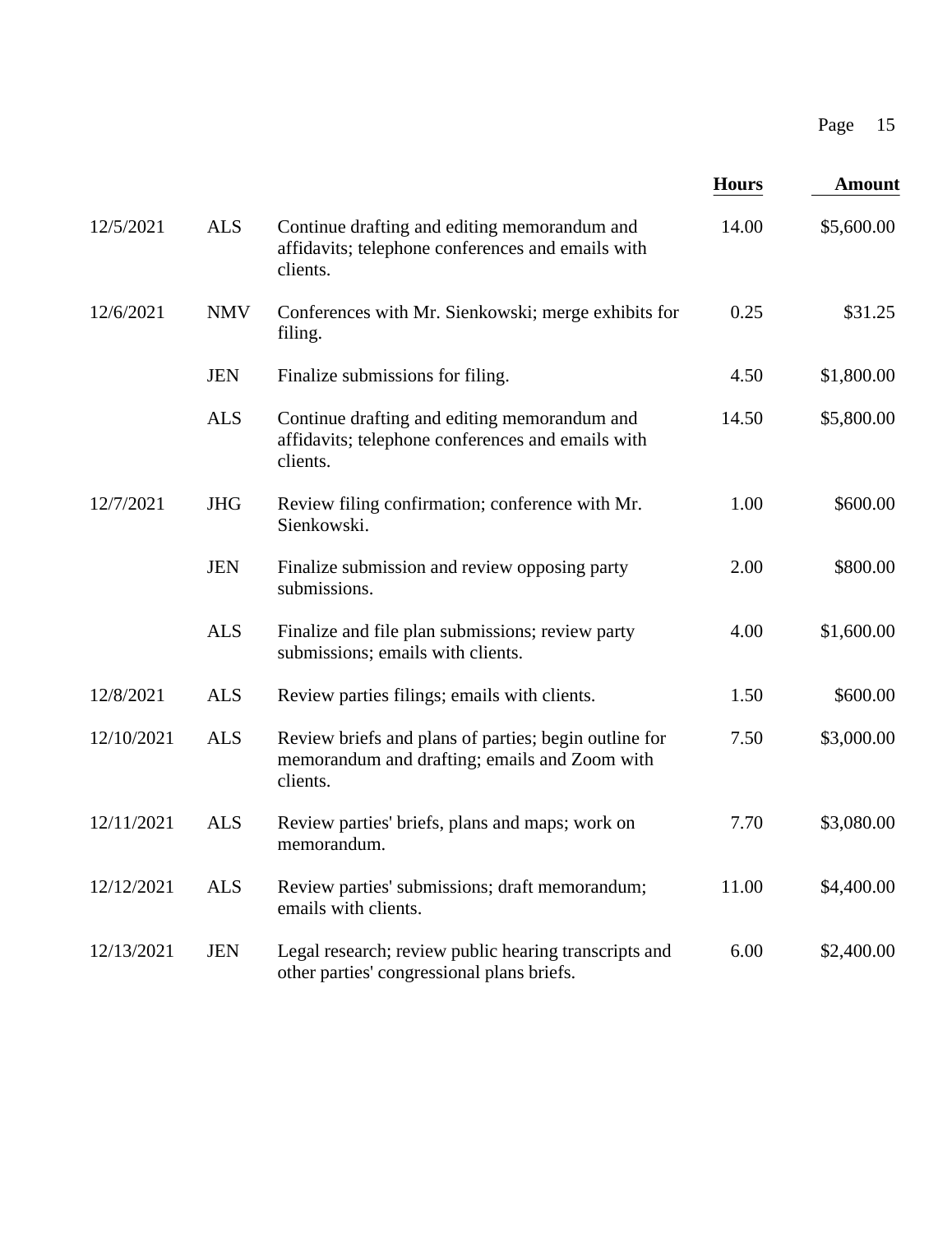| Date | Initials | Description | Hours | Amount |
|---|---|---|---|---|
| 12/5/2021 | ALS | Continue drafting and editing memorandum and affidavits; telephone conferences and emails with clients. | 14.00 | $5,600.00 |
| 12/6/2021 | NMV | Conferences with Mr. Sienkowski; merge exhibits for filing. | 0.25 | $31.25 |
| | JEN | Finalize submissions for filing. | 4.50 | $1,800.00 |
| | ALS | Continue drafting and editing memorandum and affidavits; telephone conferences and emails with clients. | 14.50 | $5,800.00 |
| 12/7/2021 | JHG | Review filing confirmation; conference with Mr. Sienkowski. | 1.00 | $600.00 |
| | JEN | Finalize submission and review opposing party submissions. | 2.00 | $800.00 |
| | ALS | Finalize and file plan submissions; review party submissions; emails with clients. | 4.00 | $1,600.00 |
| 12/8/2021 | ALS | Review parties filings; emails with clients. | 1.50 | $600.00 |
| 12/10/2021 | ALS | Review briefs and plans of parties; begin outline for memorandum and drafting; emails and Zoom with clients. | 7.50 | $3,000.00 |
| 12/11/2021 | ALS | Review parties' briefs, plans and maps; work on memorandum. | 7.70 | $3,080.00 |
| 12/12/2021 | ALS | Review parties' submissions; draft memorandum; emails with clients. | 11.00 | $4,400.00 |
| 12/13/2021 | JEN | Legal research; review public hearing transcripts and other parties' congressional plans briefs. | 6.00 | $2,400.00 |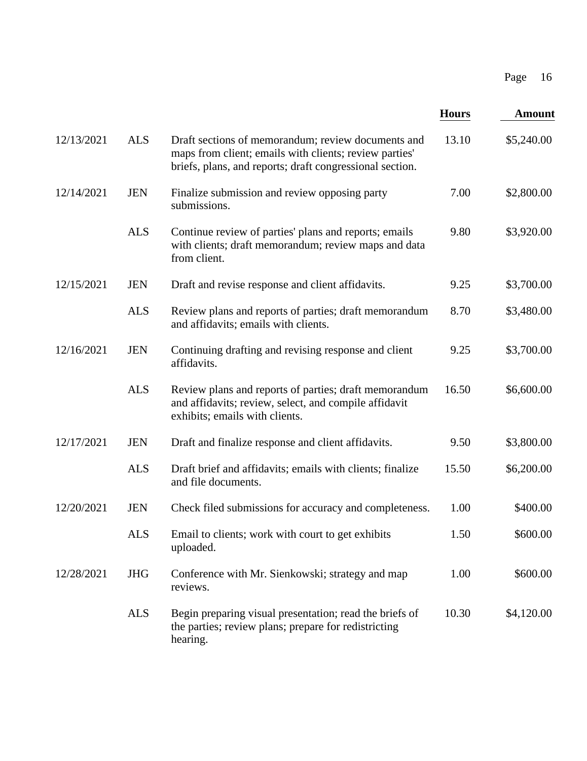| Date | Initials | Description | Hours | Amount |
|---|---|---|---|---|
| 12/13/2021 | ALS | Draft sections of memorandum; review documents and maps from client; emails with clients; review parties' briefs, plans, and reports; draft congressional section. | 13.10 | $5,240.00 |
| 12/14/2021 | JEN | Finalize submission and review opposing party submissions. | 7.00 | $2,800.00 |
| | ALS | Continue review of parties' plans and reports; emails with clients; draft memorandum; review maps and data from client. | 9.80 | $3,920.00 |
| 12/15/2021 | JEN | Draft and revise response and client affidavits. | 9.25 | $3,700.00 |
| | ALS | Review plans and reports of parties; draft memorandum and affidavits; emails with clients. | 8.70 | $3,480.00 |
| 12/16/2021 | JEN | Continuing drafting and revising response and client affidavits. | 9.25 | $3,700.00 |
| | ALS | Review plans and reports of parties; draft memorandum and affidavits; review, select, and compile affidavit exhibits; emails with clients. | 16.50 | $6,600.00 |
| 12/17/2021 | JEN | Draft and finalize response and client affidavits. | 9.50 | $3,800.00 |
| | ALS | Draft brief and affidavits; emails with clients; finalize and file documents. | 15.50 | $6,200.00 |
| 12/20/2021 | JEN | Check filed submissions for accuracy and completeness. | 1.00 | $400.00 |
| | ALS | Email to clients; work with court to get exhibits uploaded. | 1.50 | $600.00 |
| 12/28/2021 | JHG | Conference with Mr. Sienkowski; strategy and map reviews. | 1.00 | $600.00 |
| | ALS | Begin preparing visual presentation; read the briefs of the parties; review plans; prepare for redistricting hearing. | 10.30 | $4,120.00 |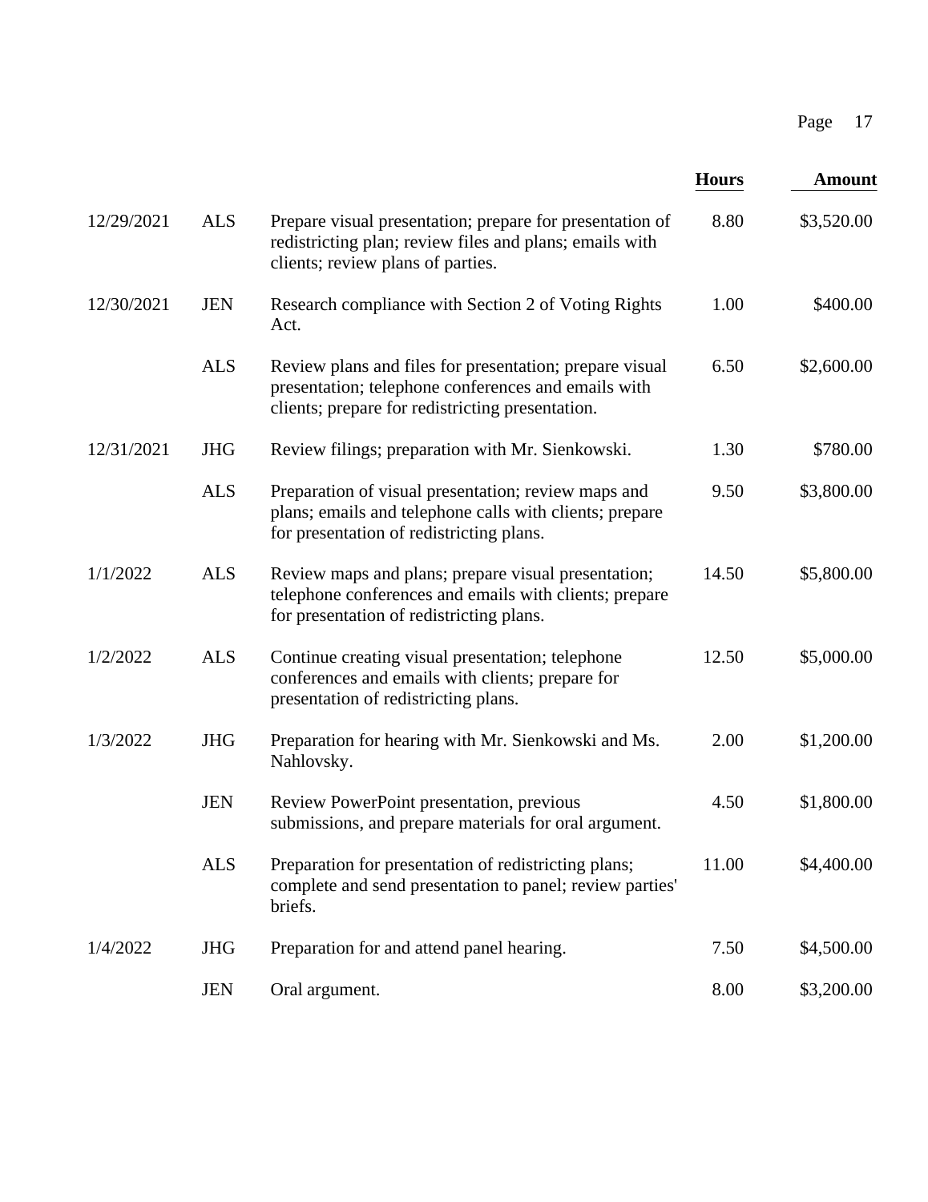| Date | Initials | Description | Hours | Amount |
|---|---|---|---|---|
| 12/29/2021 | ALS | Prepare visual presentation; prepare for presentation of redistricting plan; review files and plans; emails with clients; review plans of parties. | 8.80 | $3,520.00 |
| 12/30/2021 | JEN | Research compliance with Section 2 of Voting Rights Act. | 1.00 | $400.00 |
| | ALS | Review plans and files for presentation; prepare visual presentation; telephone conferences and emails with clients; prepare for redistricting presentation. | 6.50 | $2,600.00 |
| 12/31/2021 | JHG | Review filings; preparation with Mr. Sienkowski. | 1.30 | $780.00 |
| | ALS | Preparation of visual presentation; review maps and plans; emails and telephone calls with clients; prepare for presentation of redistricting plans. | 9.50 | $3,800.00 |
| 1/1/2022 | ALS | Review maps and plans; prepare visual presentation; telephone conferences and emails with clients; prepare for presentation of redistricting plans. | 14.50 | $5,800.00 |
| 1/2/2022 | ALS | Continue creating visual presentation; telephone conferences and emails with clients; prepare for presentation of redistricting plans. | 12.50 | $5,000.00 |
| 1/3/2022 | JHG | Preparation for hearing with Mr. Sienkowski and Ms. Nahlovsky. | 2.00 | $1,200.00 |
| | JEN | Review PowerPoint presentation, previous submissions, and prepare materials for oral argument. | 4.50 | $1,800.00 |
| | ALS | Preparation for presentation of redistricting plans; complete and send presentation to panel; review parties' briefs. | 11.00 | $4,400.00 |
| 1/4/2022 | JHG | Preparation for and attend panel hearing. | 7.50 | $4,500.00 |
| | JEN | Oral argument. | 8.00 | $3,200.00 |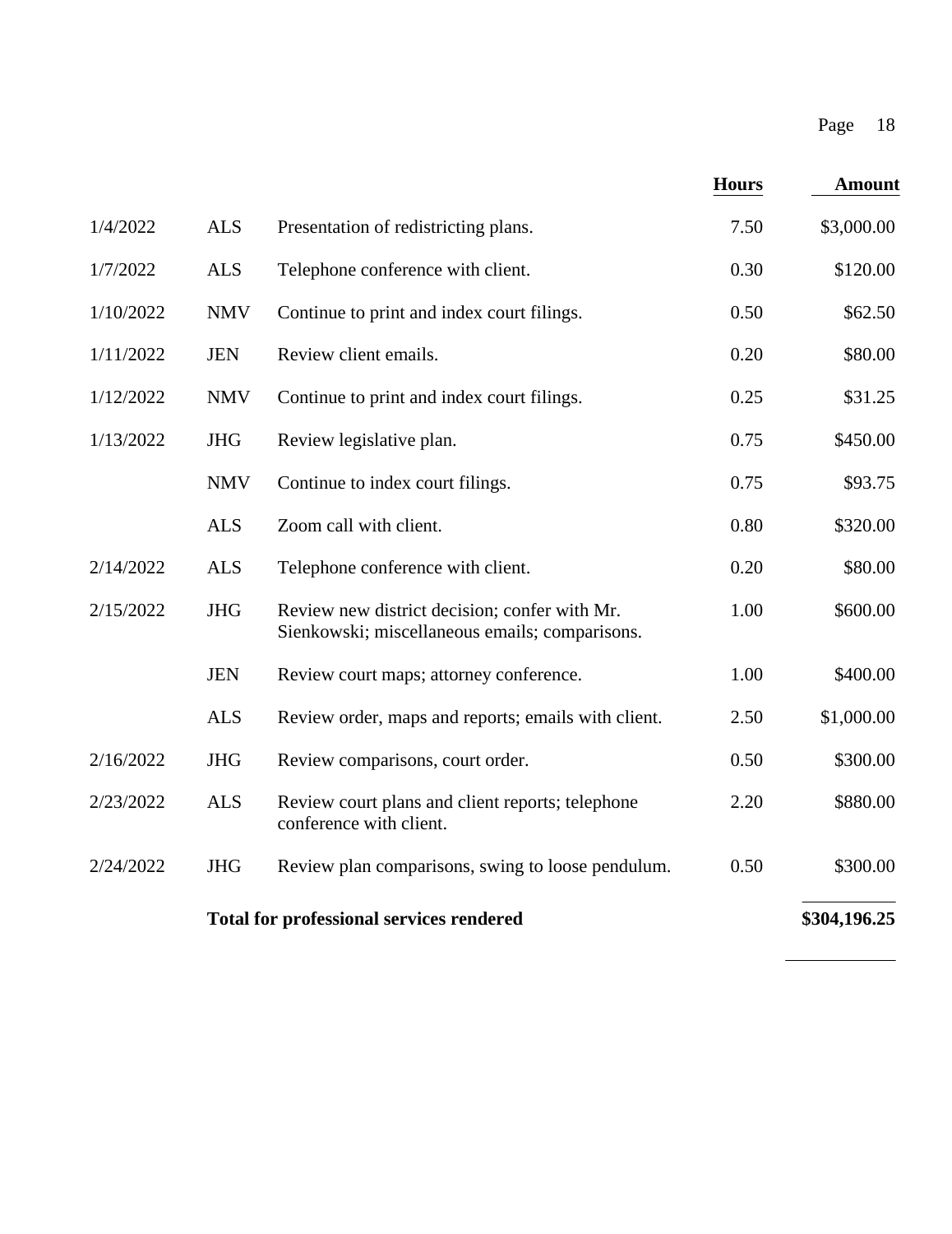| | | | Hours | Amount |
|---|---|---|---|---|
| 1/4/2022 | ALS | Presentation of redistricting plans. | 7.50 | $3,000.00 |
| 1/7/2022 | ALS | Telephone conference with client. | 0.30 | $120.00 |
| 1/10/2022 | NMV | Continue to print and index court filings. | 0.50 | $62.50 |
| 1/11/2022 | JEN | Review client emails. | 0.20 | $80.00 |
| 1/12/2022 | NMV | Continue to print and index court filings. | 0.25 | $31.25 |
| 1/13/2022 | JHG | Review legislative plan. | 0.75 | $450.00 |
| | NMV | Continue to index court filings. | 0.75 | $93.75 |
| | ALS | Zoom call with client. | 0.80 | $320.00 |
| 2/14/2022 | ALS | Telephone conference with client. | 0.20 | $80.00 |
| 2/15/2022 | JHG | Review new district decision; confer with Mr. Sienkowski; miscellaneous emails; comparisons. | 1.00 | $600.00 |
| | JEN | Review court maps; attorney conference. | 1.00 | $400.00 |
| | ALS | Review order, maps and reports; emails with client. | 2.50 | $1,000.00 |
| 2/16/2022 | JHG | Review comparisons, court order. | 0.50 | $300.00 |
| 2/23/2022 | ALS | Review court plans and client reports; telephone conference with client. | 2.20 | $880.00 |
| 2/24/2022 | JHG | Review plan comparisons, swing to loose pendulum. | 0.50 | $300.00 |
| | **Total for professional services rendered** | | | **$304,196.25** |